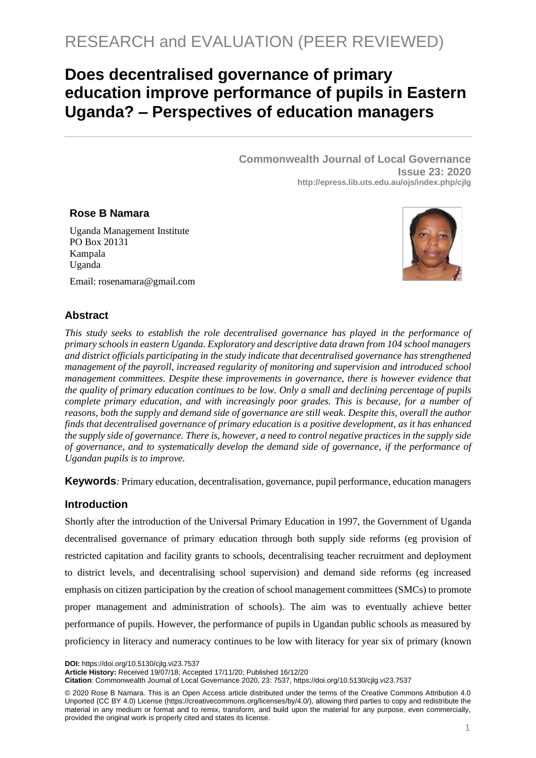RESEARCH and EVALUATION (PEER REVIEWED)

# Does decentralised governance of primary education improve performance of pupils in Eastern Uganda? – Perspectives of education managers

**Commonwealth Journal of Local Governance**
**Issue 23: 2020**
**http://epress.lib.uts.edu.au/ojs/index.php/cjlg**

**Rose B Namara**

Uganda Management Institute
PO Box 20131
Kampala
Uganda

Email: rosenamara@gmail.com

## Abstract

*This study seeks to establish the role decentralised governance has played in the performance of primary schools in eastern Uganda. Exploratory and descriptive data drawn from 104 school managers and district officials participating in the study indicate that decentralised governance has strengthened management of the payroll, increased regularity of monitoring and supervision and introduced school management committees. Despite these improvements in governance, there is however evidence that the quality of primary education continues to be low. Only a small and declining percentage of pupils complete primary education, and with increasingly poor grades. This is because, for a number of reasons, both the supply and demand side of governance are still weak. Despite this, overall the author finds that decentralised governance of primary education is a positive development, as it has enhanced the supply side of governance. There is, however, a need to control negative practices in the supply side of governance, and to systematically develop the demand side of governance, if the performance of Ugandan pupils is to improve.*

**Keywords***:* Primary education, decentralisation, governance, pupil performance, education managers

## Introduction

Shortly after the introduction of the Universal Primary Education in 1997, the Government of Uganda decentralised governance of primary education through both supply side reforms (eg provision of restricted capitation and facility grants to schools, decentralising teacher recruitment and deployment to district levels, and decentralising school supervision) and demand side reforms (eg increased emphasis on citizen participation by the creation of school management committees (SMCs) to promote proper management and administration of schools). The aim was to eventually achieve better performance of pupils. However, the performance of pupils in Ugandan public schools as measured by proficiency in literacy and numeracy continues to be low with literacy for year six of primary (known

**DOI:** https://doi.org/10.5130/cjlg.vi23.7537
**Article History:** Received 19/07/18; Accepted 17/11/20; Published 16/12/20
**Citation**: Commonwealth Journal of Local Governance 2020, 23: 7537, https://doi.org/10.5130/cjlg.vi23.7537

© 2020 Rose B Namara. This is an Open Access article distributed under the terms of the Creative Commons Attribution 4.0 Unported (CC BY 4.0) License (https://creativecommons.org/licenses/by/4.0/), allowing third parties to copy and redistribute the material in any medium or format and to remix, transform, and build upon the material for any purpose, even commercially, provided the original work is properly cited and states its license.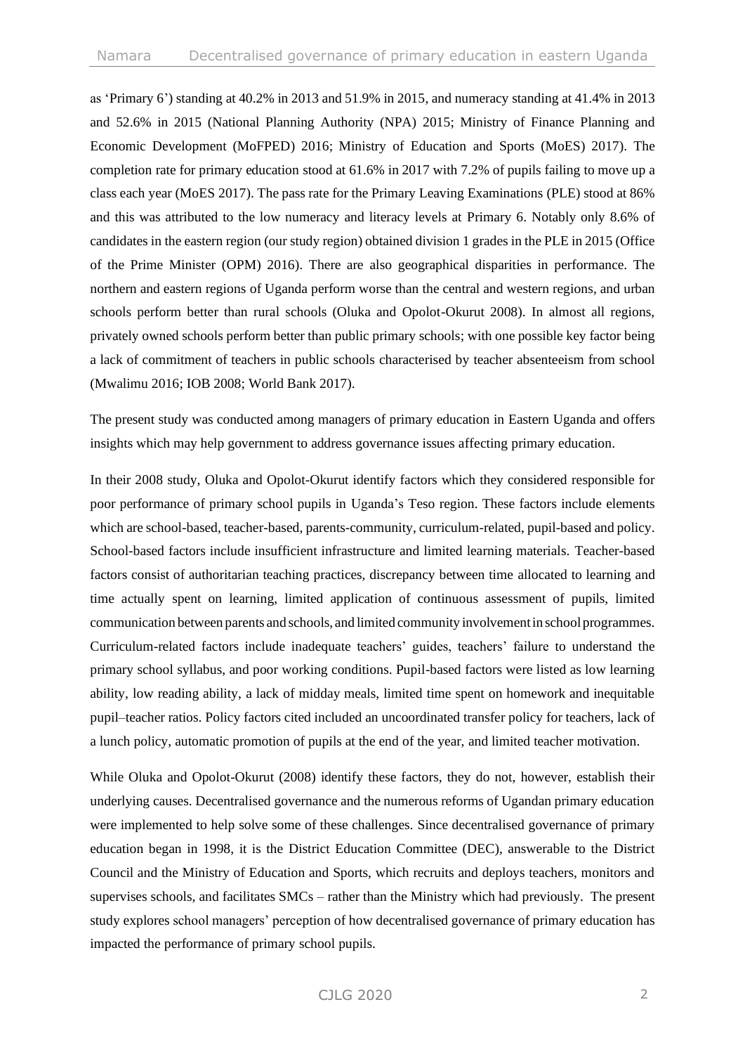as 'Primary 6') standing at 40.2% in 2013 and 51.9% in 2015, and numeracy standing at 41.4% in 2013 and 52.6% in 2015 (National Planning Authority (NPA) 2015; Ministry of Finance Planning and Economic Development (MoFPED) 2016; Ministry of Education and Sports (MoES) 2017). The completion rate for primary education stood at 61.6% in 2017 with 7.2% of pupils failing to move up a class each year (MoES 2017). The pass rate for the Primary Leaving Examinations (PLE) stood at 86% and this was attributed to the low numeracy and literacy levels at Primary 6. Notably only 8.6% of candidates in the eastern region (our study region) obtained division 1 grades in the PLE in 2015 (Office of the Prime Minister (OPM) 2016). There are also geographical disparities in performance. The northern and eastern regions of Uganda perform worse than the central and western regions, and urban schools perform better than rural schools (Oluka and Opolot-Okurut 2008). In almost all regions, privately owned schools perform better than public primary schools; with one possible key factor being a lack of commitment of teachers in public schools characterised by teacher absenteeism from school (Mwalimu 2016; IOB 2008; World Bank 2017).

The present study was conducted among managers of primary education in Eastern Uganda and offers insights which may help government to address governance issues affecting primary education.

In their 2008 study, Oluka and Opolot-Okurut identify factors which they considered responsible for poor performance of primary school pupils in Uganda's Teso region. These factors include elements which are school-based, teacher-based, parents-community, curriculum-related, pupil-based and policy. School-based factors include insufficient infrastructure and limited learning materials. Teacher-based factors consist of authoritarian teaching practices, discrepancy between time allocated to learning and time actually spent on learning, limited application of continuous assessment of pupils, limited communication between parents and schools, and limited community involvement in school programmes. Curriculum-related factors include inadequate teachers' guides, teachers' failure to understand the primary school syllabus, and poor working conditions. Pupil-based factors were listed as low learning ability, low reading ability, a lack of midday meals, limited time spent on homework and inequitable pupil–teacher ratios. Policy factors cited included an uncoordinated transfer policy for teachers, lack of a lunch policy, automatic promotion of pupils at the end of the year, and limited teacher motivation.

While Oluka and Opolot-Okurut (2008) identify these factors, they do not, however, establish their underlying causes. Decentralised governance and the numerous reforms of Ugandan primary education were implemented to help solve some of these challenges. Since decentralised governance of primary education began in 1998, it is the District Education Committee (DEC), answerable to the District Council and the Ministry of Education and Sports, which recruits and deploys teachers, monitors and supervises schools, and facilitates SMCs – rather than the Ministry which had previously. The present study explores school managers' perception of how decentralised governance of primary education has impacted the performance of primary school pupils.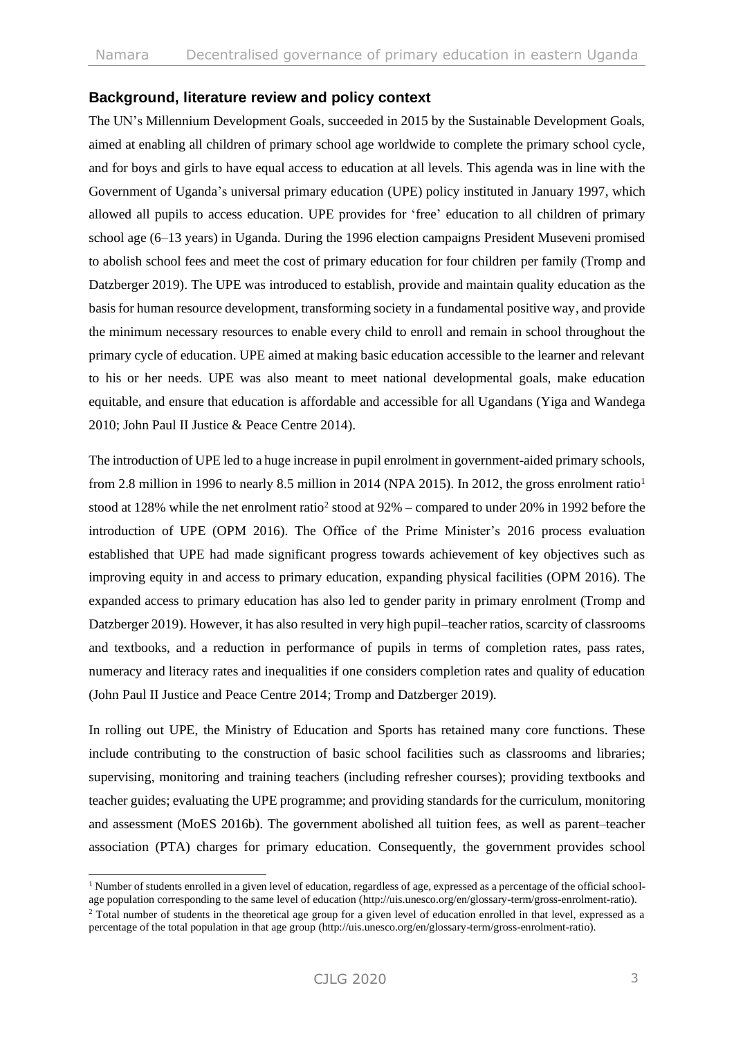### Background, literature review and policy context

The UN's Millennium Development Goals, succeeded in 2015 by the Sustainable Development Goals, aimed at enabling all children of primary school age worldwide to complete the primary school cycle, and for boys and girls to have equal access to education at all levels. This agenda was in line with the Government of Uganda's universal primary education (UPE) policy instituted in January 1997, which allowed all pupils to access education. UPE provides for 'free' education to all children of primary school age (6–13 years) in Uganda. During the 1996 election campaigns President Museveni promised to abolish school fees and meet the cost of primary education for four children per family (Tromp and Datzberger 2019). The UPE was introduced to establish, provide and maintain quality education as the basis for human resource development, transforming society in a fundamental positive way, and provide the minimum necessary resources to enable every child to enroll and remain in school throughout the primary cycle of education. UPE aimed at making basic education accessible to the learner and relevant to his or her needs. UPE was also meant to meet national developmental goals, make education equitable, and ensure that education is affordable and accessible for all Ugandans (Yiga and Wandega 2010; John Paul II Justice & Peace Centre 2014).

The introduction of UPE led to a huge increase in pupil enrolment in government-aided primary schools, from 2.8 million in 1996 to nearly 8.5 million in 2014 (NPA 2015). In 2012, the gross enrolment ratio[1] stood at 128% while the net enrolment ratio[2] stood at 92% – compared to under 20% in 1992 before the introduction of UPE (OPM 2016). The Office of the Prime Minister's 2016 process evaluation established that UPE had made significant progress towards achievement of key objectives such as improving equity in and access to primary education, expanding physical facilities (OPM 2016). The expanded access to primary education has also led to gender parity in primary enrolment (Tromp and Datzberger 2019). However, it has also resulted in very high pupil–teacher ratios, scarcity of classrooms and textbooks, and a reduction in performance of pupils in terms of completion rates, pass rates, numeracy and literacy rates and inequalities if one considers completion rates and quality of education (John Paul II Justice and Peace Centre 2014; Tromp and Datzberger 2019).

In rolling out UPE, the Ministry of Education and Sports has retained many core functions. These include contributing to the construction of basic school facilities such as classrooms and libraries; supervising, monitoring and training teachers (including refresher courses); providing textbooks and teacher guides; evaluating the UPE programme; and providing standards for the curriculum, monitoring and assessment (MoES 2016b). The government abolished all tuition fees, as well as parent–teacher association (PTA) charges for primary education. Consequently, the government provides school

---

[1] Number of students enrolled in a given level of education, regardless of age, expressed as a percentage of the official school-age population corresponding to the same level of education (http://uis.unesco.org/en/glossary-term/gross-enrolment-ratio).

[2] Total number of students in the theoretical age group for a given level of education enrolled in that level, expressed as a percentage of the total population in that age group (http://uis.unesco.org/en/glossary-term/gross-enrolment-ratio).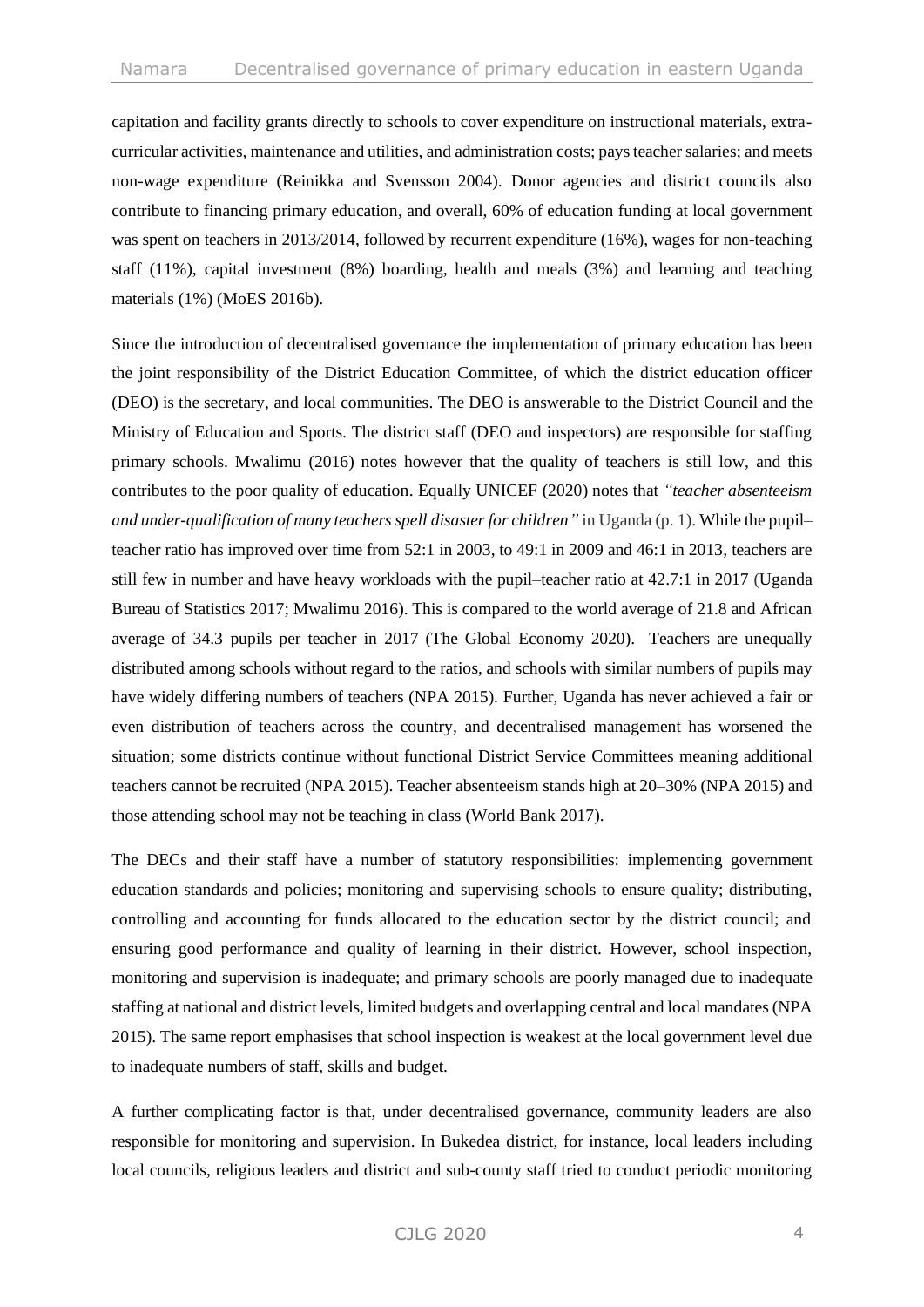capitation and facility grants directly to schools to cover expenditure on instructional materials, extra-curricular activities, maintenance and utilities, and administration costs; pays teacher salaries; and meets non-wage expenditure (Reinikka and Svensson 2004). Donor agencies and district councils also contribute to financing primary education, and overall, 60% of education funding at local government was spent on teachers in 2013/2014, followed by recurrent expenditure (16%), wages for non-teaching staff (11%), capital investment (8%) boarding, health and meals (3%) and learning and teaching materials (1%) (MoES 2016b).

Since the introduction of decentralised governance the implementation of primary education has been the joint responsibility of the District Education Committee, of which the district education officer (DEO) is the secretary, and local communities. The DEO is answerable to the District Council and the Ministry of Education and Sports. The district staff (DEO and inspectors) are responsible for staffing primary schools. Mwalimu (2016) notes however that the quality of teachers is still low, and this contributes to the poor quality of education. Equally UNICEF (2020) notes that *"teacher absenteeism and under-qualification of many teachers spell disaster for children"* in Uganda (p. 1). While the pupil–teacher ratio has improved over time from 52:1 in 2003, to 49:1 in 2009 and 46:1 in 2013, teachers are still few in number and have heavy workloads with the pupil–teacher ratio at 42.7:1 in 2017 (Uganda Bureau of Statistics 2017; Mwalimu 2016). This is compared to the world average of 21.8 and African average of 34.3 pupils per teacher in 2017 (The Global Economy 2020). Teachers are unequally distributed among schools without regard to the ratios, and schools with similar numbers of pupils may have widely differing numbers of teachers (NPA 2015). Further, Uganda has never achieved a fair or even distribution of teachers across the country, and decentralised management has worsened the situation; some districts continue without functional District Service Committees meaning additional teachers cannot be recruited (NPA 2015). Teacher absenteeism stands high at 20–30% (NPA 2015) and those attending school may not be teaching in class (World Bank 2017).

The DECs and their staff have a number of statutory responsibilities: implementing government education standards and policies; monitoring and supervising schools to ensure quality; distributing, controlling and accounting for funds allocated to the education sector by the district council; and ensuring good performance and quality of learning in their district. However, school inspection, monitoring and supervision is inadequate; and primary schools are poorly managed due to inadequate staffing at national and district levels, limited budgets and overlapping central and local mandates (NPA 2015). The same report emphasises that school inspection is weakest at the local government level due to inadequate numbers of staff, skills and budget.

A further complicating factor is that, under decentralised governance, community leaders are also responsible for monitoring and supervision. In Bukedea district, for instance, local leaders including local councils, religious leaders and district and sub-county staff tried to conduct periodic monitoring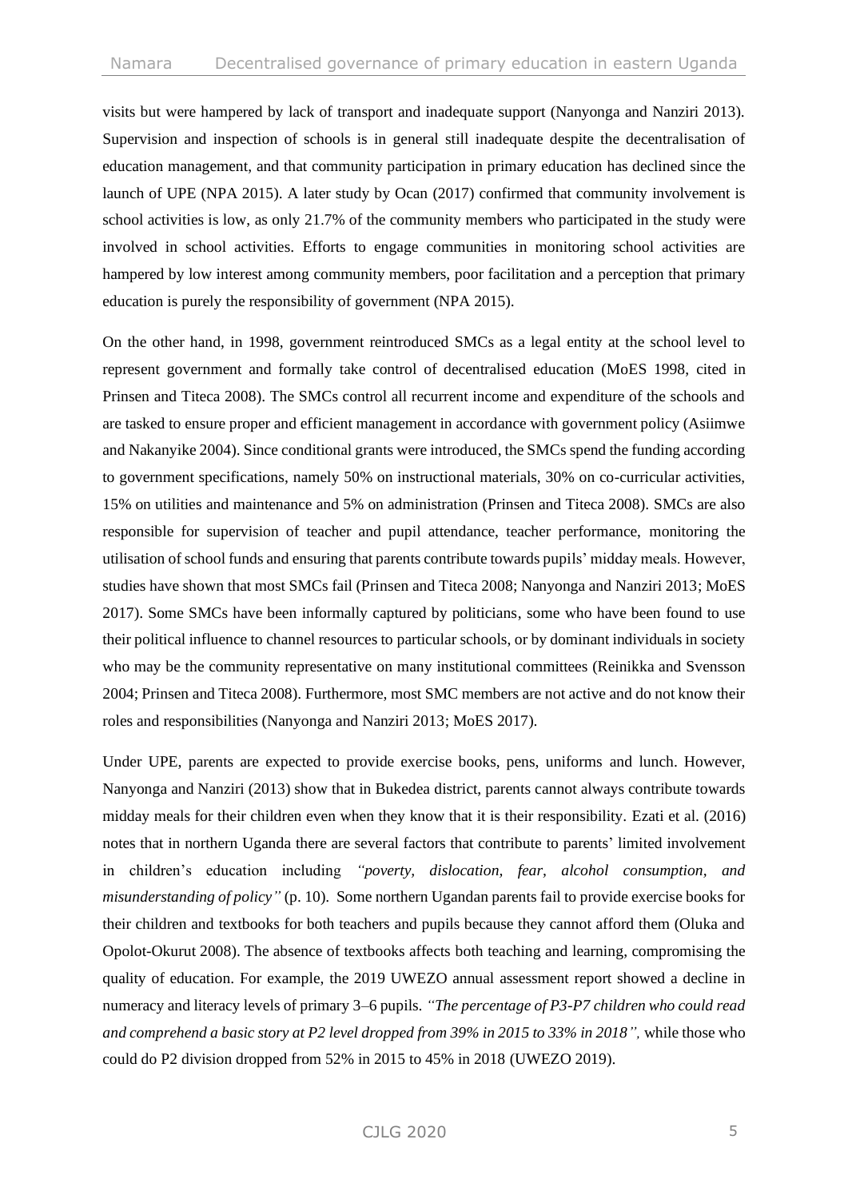visits but were hampered by lack of transport and inadequate support (Nanyonga and Nanziri 2013). Supervision and inspection of schools is in general still inadequate despite the decentralisation of education management, and that community participation in primary education has declined since the launch of UPE (NPA 2015). A later study by Ocan (2017) confirmed that community involvement is school activities is low, as only 21.7% of the community members who participated in the study were involved in school activities. Efforts to engage communities in monitoring school activities are hampered by low interest among community members, poor facilitation and a perception that primary education is purely the responsibility of government (NPA 2015).

On the other hand, in 1998, government reintroduced SMCs as a legal entity at the school level to represent government and formally take control of decentralised education (MoES 1998, cited in Prinsen and Titeca 2008). The SMCs control all recurrent income and expenditure of the schools and are tasked to ensure proper and efficient management in accordance with government policy (Asiimwe and Nakanyike 2004). Since conditional grants were introduced, the SMCs spend the funding according to government specifications, namely 50% on instructional materials, 30% on co-curricular activities, 15% on utilities and maintenance and 5% on administration (Prinsen and Titeca 2008). SMCs are also responsible for supervision of teacher and pupil attendance, teacher performance, monitoring the utilisation of school funds and ensuring that parents contribute towards pupils' midday meals. However, studies have shown that most SMCs fail (Prinsen and Titeca 2008; Nanyonga and Nanziri 2013; MoES 2017). Some SMCs have been informally captured by politicians, some who have been found to use their political influence to channel resources to particular schools, or by dominant individuals in society who may be the community representative on many institutional committees (Reinikka and Svensson 2004; Prinsen and Titeca 2008). Furthermore, most SMC members are not active and do not know their roles and responsibilities (Nanyonga and Nanziri 2013; MoES 2017).

Under UPE, parents are expected to provide exercise books, pens, uniforms and lunch. However, Nanyonga and Nanziri (2013) show that in Bukedea district, parents cannot always contribute towards midday meals for their children even when they know that it is their responsibility. Ezati et al. (2016) notes that in northern Uganda there are several factors that contribute to parents' limited involvement in children's education including *"poverty, dislocation, fear, alcohol consumption, and misunderstanding of policy"* (p. 10). Some northern Ugandan parents fail to provide exercise books for their children and textbooks for both teachers and pupils because they cannot afford them (Oluka and Opolot-Okurut 2008). The absence of textbooks affects both teaching and learning, compromising the quality of education. For example, the 2019 UWEZO annual assessment report showed a decline in numeracy and literacy levels of primary 3–6 pupils. *"The percentage of P3-P7 children who could read and comprehend a basic story at P2 level dropped from 39% in 2015 to 33% in 2018",* while those who could do P2 division dropped from 52% in 2015 to 45% in 2018 (UWEZO 2019).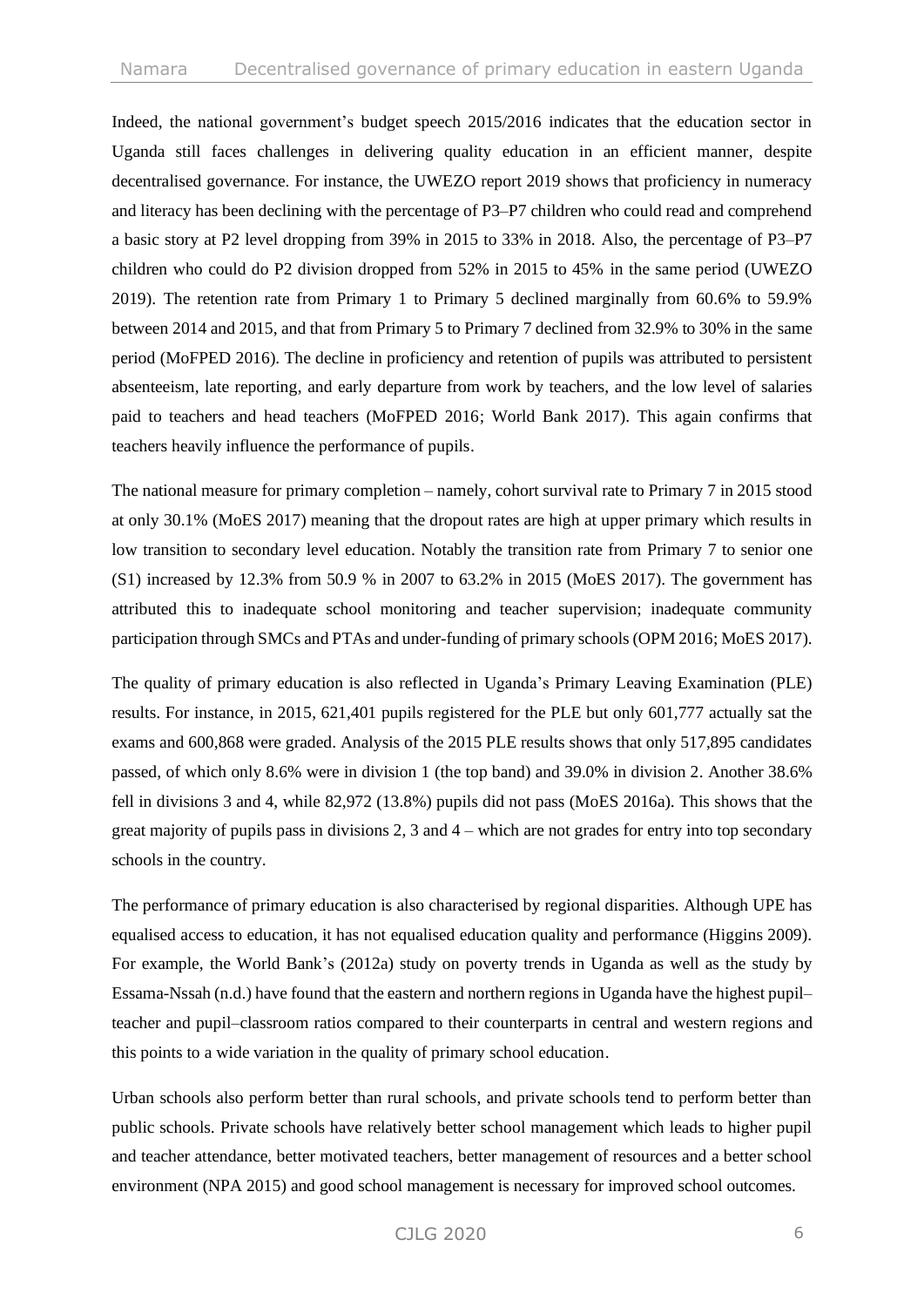Indeed, the national government's budget speech 2015/2016 indicates that the education sector in Uganda still faces challenges in delivering quality education in an efficient manner, despite decentralised governance. For instance, the UWEZO report 2019 shows that proficiency in numeracy and literacy has been declining with the percentage of P3–P7 children who could read and comprehend a basic story at P2 level dropping from 39% in 2015 to 33% in 2018. Also, the percentage of P3–P7 children who could do P2 division dropped from 52% in 2015 to 45% in the same period (UWEZO 2019). The retention rate from Primary 1 to Primary 5 declined marginally from 60.6% to 59.9% between 2014 and 2015, and that from Primary 5 to Primary 7 declined from 32.9% to 30% in the same period (MoFPED 2016). The decline in proficiency and retention of pupils was attributed to persistent absenteeism, late reporting, and early departure from work by teachers, and the low level of salaries paid to teachers and head teachers (MoFPED 2016; World Bank 2017). This again confirms that teachers heavily influence the performance of pupils.

The national measure for primary completion – namely, cohort survival rate to Primary 7 in 2015 stood at only 30.1% (MoES 2017) meaning that the dropout rates are high at upper primary which results in low transition to secondary level education. Notably the transition rate from Primary 7 to senior one (S1) increased by 12.3% from 50.9 % in 2007 to 63.2% in 2015 (MoES 2017). The government has attributed this to inadequate school monitoring and teacher supervision; inadequate community participation through SMCs and PTAs and under-funding of primary schools (OPM 2016; MoES 2017).

The quality of primary education is also reflected in Uganda's Primary Leaving Examination (PLE) results. For instance, in 2015, 621,401 pupils registered for the PLE but only 601,777 actually sat the exams and 600,868 were graded. Analysis of the 2015 PLE results shows that only 517,895 candidates passed, of which only 8.6% were in division 1 (the top band) and 39.0% in division 2. Another 38.6% fell in divisions 3 and 4, while 82,972 (13.8%) pupils did not pass (MoES 2016a). This shows that the great majority of pupils pass in divisions 2, 3 and 4 – which are not grades for entry into top secondary schools in the country.

The performance of primary education is also characterised by regional disparities. Although UPE has equalised access to education, it has not equalised education quality and performance (Higgins 2009). For example, the World Bank's (2012a) study on poverty trends in Uganda as well as the study by Essama-Nssah (n.d.) have found that the eastern and northern regions in Uganda have the highest pupil–teacher and pupil–classroom ratios compared to their counterparts in central and western regions and this points to a wide variation in the quality of primary school education.

Urban schools also perform better than rural schools, and private schools tend to perform better than public schools. Private schools have relatively better school management which leads to higher pupil and teacher attendance, better motivated teachers, better management of resources and a better school environment (NPA 2015) and good school management is necessary for improved school outcomes.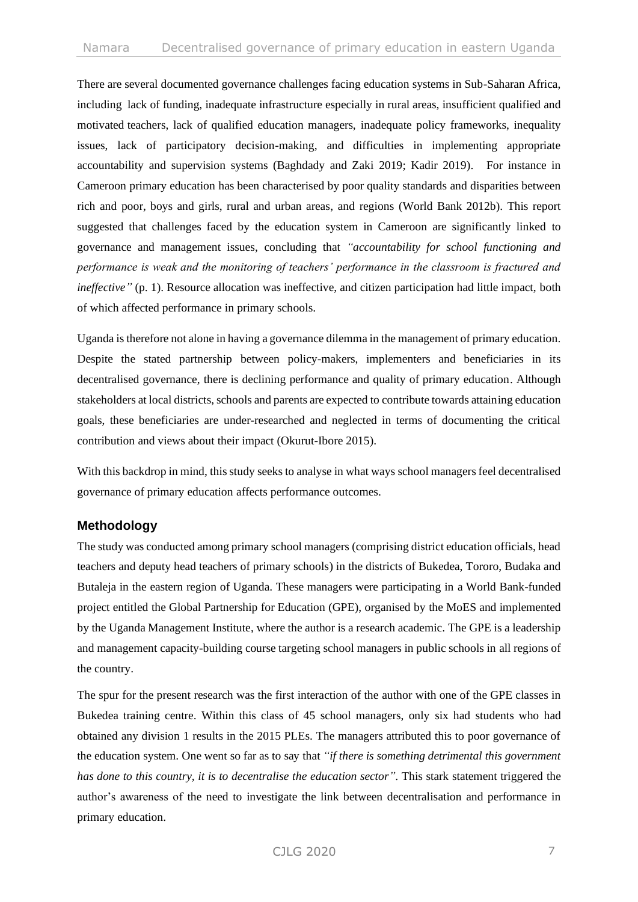There are several documented governance challenges facing education systems in Sub-Saharan Africa, including lack of funding, inadequate infrastructure especially in rural areas, insufficient qualified and motivated teachers, lack of qualified education managers, inadequate policy frameworks, inequality issues, lack of participatory decision-making, and difficulties in implementing appropriate accountability and supervision systems (Baghdady and Zaki 2019; Kadir 2019). For instance in Cameroon primary education has been characterised by poor quality standards and disparities between rich and poor, boys and girls, rural and urban areas, and regions (World Bank 2012b). This report suggested that challenges faced by the education system in Cameroon are significantly linked to governance and management issues, concluding that *"accountability for school functioning and performance is weak and the monitoring of teachers' performance in the classroom is fractured and ineffective"* (p. 1). Resource allocation was ineffective, and citizen participation had little impact, both of which affected performance in primary schools.

Uganda is therefore not alone in having a governance dilemma in the management of primary education. Despite the stated partnership between policy-makers, implementers and beneficiaries in its decentralised governance, there is declining performance and quality of primary education. Although stakeholders at local districts, schools and parents are expected to contribute towards attaining education goals, these beneficiaries are under-researched and neglected in terms of documenting the critical contribution and views about their impact (Okurut-Ibore 2015).

With this backdrop in mind, this study seeks to analyse in what ways school managers feel decentralised governance of primary education affects performance outcomes.

## Methodology

The study was conducted among primary school managers (comprising district education officials, head teachers and deputy head teachers of primary schools) in the districts of Bukedea, Tororo, Budaka and Butaleja in the eastern region of Uganda. These managers were participating in a World Bank-funded project entitled the Global Partnership for Education (GPE), organised by the MoES and implemented by the Uganda Management Institute, where the author is a research academic. The GPE is a leadership and management capacity-building course targeting school managers in public schools in all regions of the country.

The spur for the present research was the first interaction of the author with one of the GPE classes in Bukedea training centre. Within this class of 45 school managers, only six had students who had obtained any division 1 results in the 2015 PLEs. The managers attributed this to poor governance of the education system. One went so far as to say that *"if there is something detrimental this government has done to this country, it is to decentralise the education sector"*. This stark statement triggered the author's awareness of the need to investigate the link between decentralisation and performance in primary education.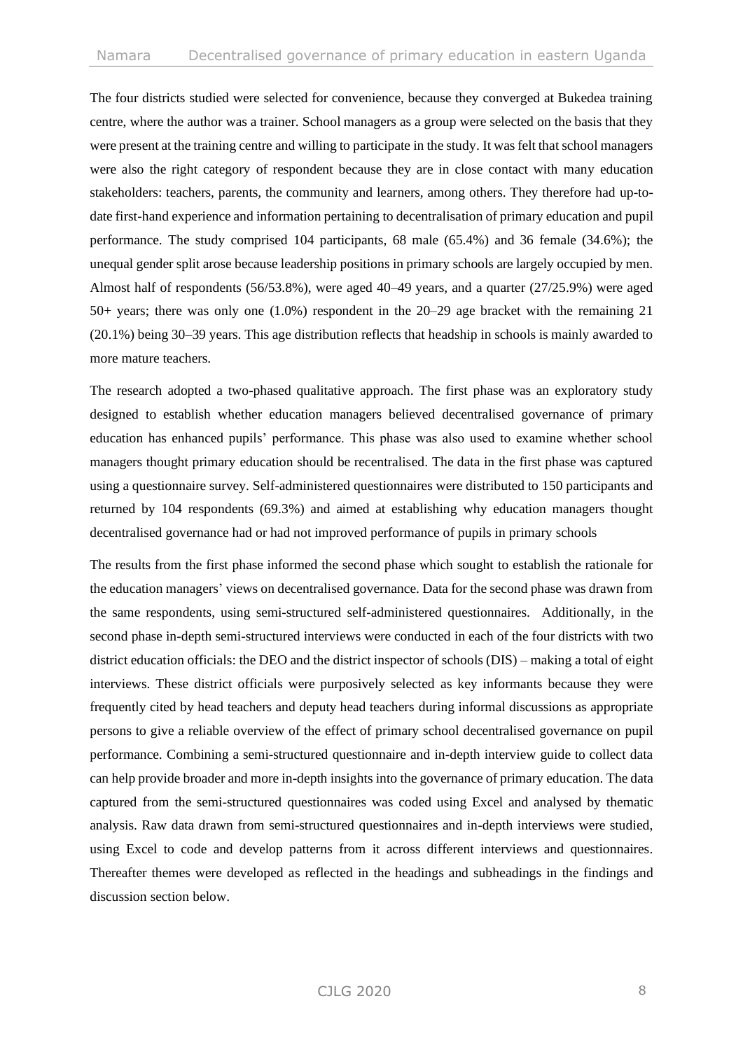The four districts studied were selected for convenience, because they converged at Bukedea training centre, where the author was a trainer. School managers as a group were selected on the basis that they were present at the training centre and willing to participate in the study. It was felt that school managers were also the right category of respondent because they are in close contact with many education stakeholders: teachers, parents, the community and learners, among others. They therefore had up-to-date first-hand experience and information pertaining to decentralisation of primary education and pupil performance. The study comprised 104 participants, 68 male (65.4%) and 36 female (34.6%); the unequal gender split arose because leadership positions in primary schools are largely occupied by men. Almost half of respondents (56/53.8%), were aged 40–49 years, and a quarter (27/25.9%) were aged 50+ years; there was only one (1.0%) respondent in the 20–29 age bracket with the remaining 21 (20.1%) being 30–39 years. This age distribution reflects that headship in schools is mainly awarded to more mature teachers.

The research adopted a two-phased qualitative approach. The first phase was an exploratory study designed to establish whether education managers believed decentralised governance of primary education has enhanced pupils' performance. This phase was also used to examine whether school managers thought primary education should be recentralised. The data in the first phase was captured using a questionnaire survey. Self-administered questionnaires were distributed to 150 participants and returned by 104 respondents (69.3%) and aimed at establishing why education managers thought decentralised governance had or had not improved performance of pupils in primary schools

The results from the first phase informed the second phase which sought to establish the rationale for the education managers' views on decentralised governance. Data for the second phase was drawn from the same respondents, using semi-structured self-administered questionnaires. Additionally, in the second phase in-depth semi-structured interviews were conducted in each of the four districts with two district education officials: the DEO and the district inspector of schools (DIS) – making a total of eight interviews. These district officials were purposively selected as key informants because they were frequently cited by head teachers and deputy head teachers during informal discussions as appropriate persons to give a reliable overview of the effect of primary school decentralised governance on pupil performance. Combining a semi-structured questionnaire and in-depth interview guide to collect data can help provide broader and more in-depth insights into the governance of primary education. The data captured from the semi-structured questionnaires was coded using Excel and analysed by thematic analysis. Raw data drawn from semi-structured questionnaires and in-depth interviews were studied, using Excel to code and develop patterns from it across different interviews and questionnaires. Thereafter themes were developed as reflected in the headings and subheadings in the findings and discussion section below.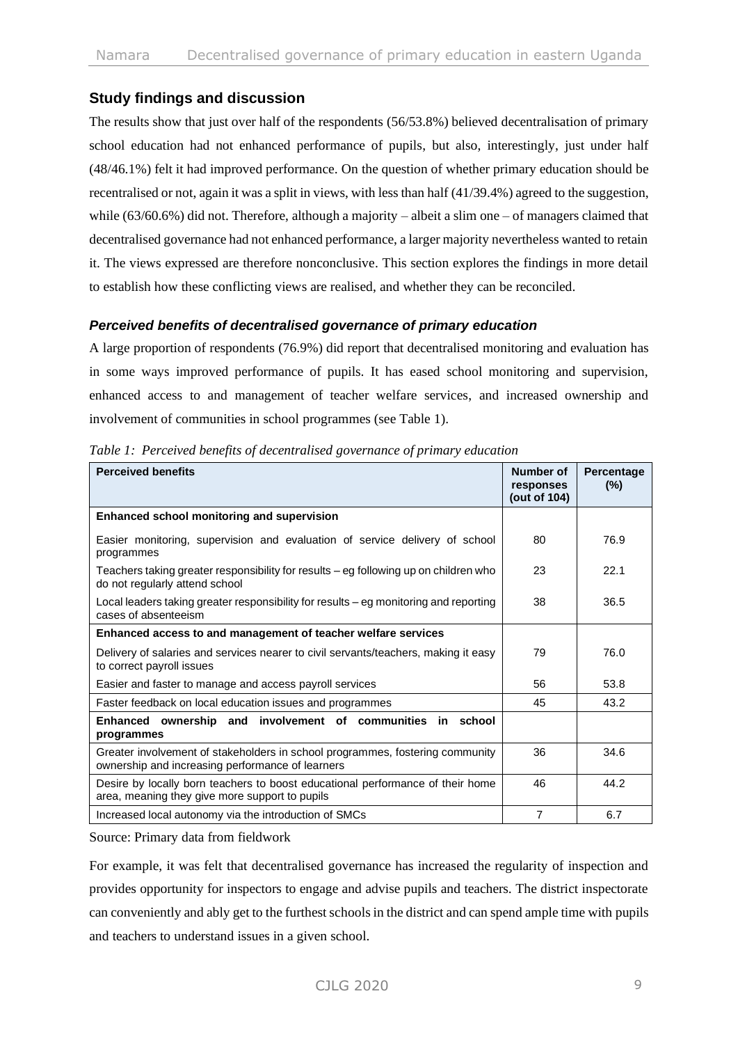## Study findings and discussion

The results show that just over half of the respondents (56/53.8%) believed decentralisation of primary school education had not enhanced performance of pupils, but also, interestingly, just under half (48/46.1%) felt it had improved performance. On the question of whether primary education should be recentralised or not, again it was a split in views, with less than half (41/39.4%) agreed to the suggestion, while (63/60.6%) did not. Therefore, although a majority – albeit a slim one – of managers claimed that decentralised governance had not enhanced performance, a larger majority nevertheless wanted to retain it. The views expressed are therefore nonconclusive. This section explores the findings in more detail to establish how these conflicting views are realised, and whether they can be reconciled.

### *Perceived benefits of decentralised governance of primary education*

A large proportion of respondents (76.9%) did report that decentralised monitoring and evaluation has in some ways improved performance of pupils. It has eased school monitoring and supervision, enhanced access to and management of teacher welfare services, and increased ownership and involvement of communities in school programmes (see Table 1).

*Table 1: Perceived benefits of decentralised governance of primary education*

| Perceived benefits | Number of responses (out of 104) | Percentage (%) |
| --- | --- | --- |
| **Enhanced school monitoring and supervision** | | |
| Easier monitoring, supervision and evaluation of service delivery of school programmes | 80 | 76.9 |
| Teachers taking greater responsibility for results – eg following up on children who do not regularly attend school | 23 | 22.1 |
| Local leaders taking greater responsibility for results – eg monitoring and reporting cases of absenteeism | 38 | 36.5 |
| **Enhanced access to and management of teacher welfare services** | | |
| Delivery of salaries and services nearer to civil servants/teachers, making it easy to correct payroll issues | 79 | 76.0 |
| Easier and faster to manage and access payroll services | 56 | 53.8 |
| Faster feedback on local education issues and programmes | 45 | 43.2 |
| **Enhanced ownership and involvement of communities in school programmes** | | |
| Greater involvement of stakeholders in school programmes, fostering community ownership and increasing performance of learners | 36 | 34.6 |
| Desire by locally born teachers to boost educational performance of their home area, meaning they give more support to pupils | 46 | 44.2 |
| Increased local autonomy via the introduction of SMCs | 7 | 6.7 |

Source: Primary data from fieldwork

For example, it was felt that decentralised governance has increased the regularity of inspection and provides opportunity for inspectors to engage and advise pupils and teachers. The district inspectorate can conveniently and ably get to the furthest schools in the district and can spend ample time with pupils and teachers to understand issues in a given school.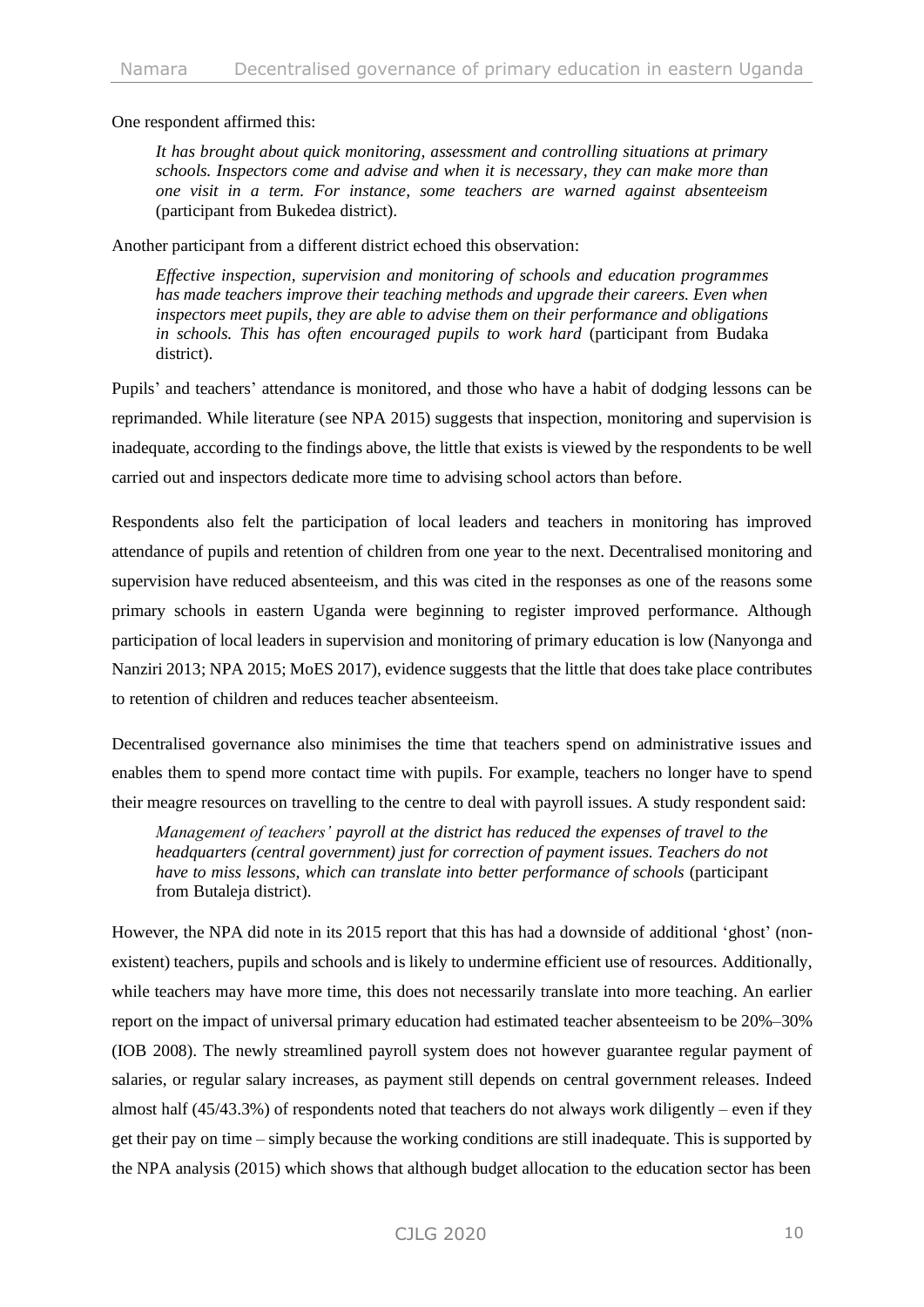One respondent affirmed this:

> *It has brought about quick monitoring, assessment and controlling situations at primary schools. Inspectors come and advise and when it is necessary, they can make more than one visit in a term. For instance, some teachers are warned against absenteeism* (participant from Bukedea district).

Another participant from a different district echoed this observation:

> *Effective inspection, supervision and monitoring of schools and education programmes has made teachers improve their teaching methods and upgrade their careers. Even when inspectors meet pupils, they are able to advise them on their performance and obligations in schools. This has often encouraged pupils to work hard* (participant from Budaka district).

Pupils' and teachers' attendance is monitored, and those who have a habit of dodging lessons can be reprimanded. While literature (see NPA 2015) suggests that inspection, monitoring and supervision is inadequate, according to the findings above, the little that exists is viewed by the respondents to be well carried out and inspectors dedicate more time to advising school actors than before.

Respondents also felt the participation of local leaders and teachers in monitoring has improved attendance of pupils and retention of children from one year to the next. Decentralised monitoring and supervision have reduced absenteeism, and this was cited in the responses as one of the reasons some primary schools in eastern Uganda were beginning to register improved performance. Although participation of local leaders in supervision and monitoring of primary education is low (Nanyonga and Nanziri 2013; NPA 2015; MoES 2017), evidence suggests that the little that does take place contributes to retention of children and reduces teacher absenteeism.

Decentralised governance also minimises the time that teachers spend on administrative issues and enables them to spend more contact time with pupils. For example, teachers no longer have to spend their meagre resources on travelling to the centre to deal with payroll issues. A study respondent said:

> *Management of teachers' payroll at the district has reduced the expenses of travel to the headquarters (central government) just for correction of payment issues. Teachers do not have to miss lessons, which can translate into better performance of schools* (participant from Butaleja district).

However, the NPA did note in its 2015 report that this has had a downside of additional 'ghost' (non-existent) teachers, pupils and schools and is likely to undermine efficient use of resources. Additionally, while teachers may have more time, this does not necessarily translate into more teaching. An earlier report on the impact of universal primary education had estimated teacher absenteeism to be 20%–30% (IOB 2008). The newly streamlined payroll system does not however guarantee regular payment of salaries, or regular salary increases, as payment still depends on central government releases. Indeed almost half (45/43.3%) of respondents noted that teachers do not always work diligently – even if they get their pay on time – simply because the working conditions are still inadequate. This is supported by the NPA analysis (2015) which shows that although budget allocation to the education sector has been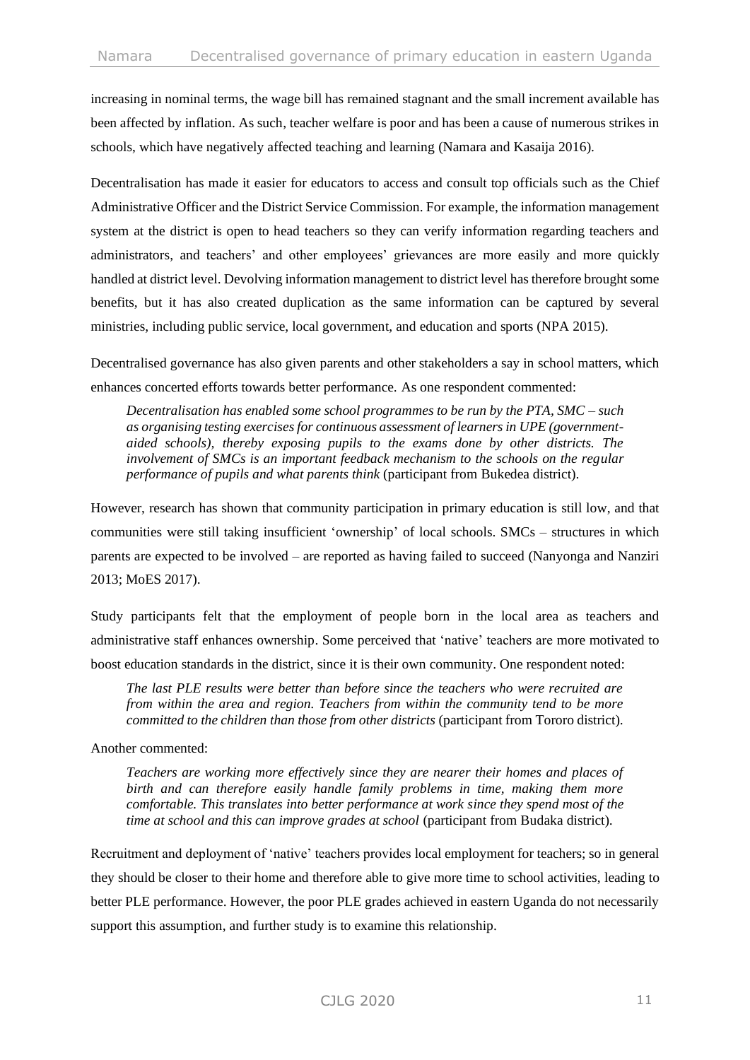increasing in nominal terms, the wage bill has remained stagnant and the small increment available has been affected by inflation. As such, teacher welfare is poor and has been a cause of numerous strikes in schools, which have negatively affected teaching and learning (Namara and Kasaija 2016).

Decentralisation has made it easier for educators to access and consult top officials such as the Chief Administrative Officer and the District Service Commission. For example, the information management system at the district is open to head teachers so they can verify information regarding teachers and administrators, and teachers' and other employees' grievances are more easily and more quickly handled at district level. Devolving information management to district level has therefore brought some benefits, but it has also created duplication as the same information can be captured by several ministries, including public service, local government, and education and sports (NPA 2015).

Decentralised governance has also given parents and other stakeholders a say in school matters, which enhances concerted efforts towards better performance. As one respondent commented:

> *Decentralisation has enabled some school programmes to be run by the PTA, SMC – such as organising testing exercises for continuous assessment of learners in UPE (government-aided schools), thereby exposing pupils to the exams done by other districts. The involvement of SMCs is an important feedback mechanism to the schools on the regular performance of pupils and what parents think* (participant from Bukedea district).

However, research has shown that community participation in primary education is still low, and that communities were still taking insufficient 'ownership' of local schools. SMCs – structures in which parents are expected to be involved – are reported as having failed to succeed (Nanyonga and Nanziri 2013; MoES 2017).

Study participants felt that the employment of people born in the local area as teachers and administrative staff enhances ownership. Some perceived that 'native' teachers are more motivated to boost education standards in the district, since it is their own community. One respondent noted:

> *The last PLE results were better than before since the teachers who were recruited are from within the area and region. Teachers from within the community tend to be more committed to the children than those from other districts* (participant from Tororo district).

Another commented:

> *Teachers are working more effectively since they are nearer their homes and places of birth and can therefore easily handle family problems in time, making them more comfortable. This translates into better performance at work since they spend most of the time at school and this can improve grades at school* (participant from Budaka district).

Recruitment and deployment of 'native' teachers provides local employment for teachers; so in general they should be closer to their home and therefore able to give more time to school activities, leading to better PLE performance. However, the poor PLE grades achieved in eastern Uganda do not necessarily support this assumption, and further study is to examine this relationship.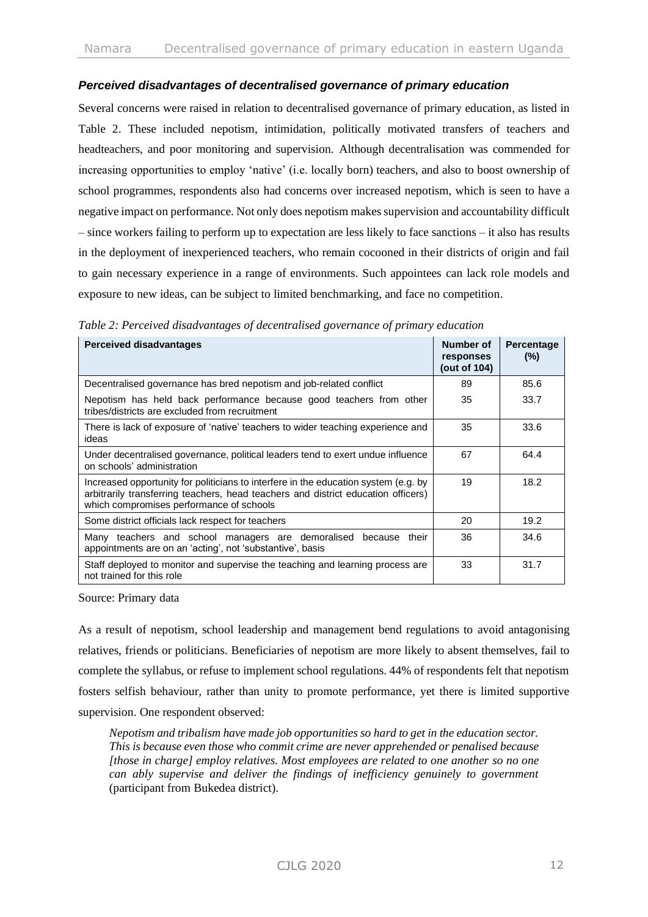### *Perceived disadvantages of decentralised governance of primary education*

Several concerns were raised in relation to decentralised governance of primary education, as listed in Table 2. These included nepotism, intimidation, politically motivated transfers of teachers and headteachers, and poor monitoring and supervision. Although decentralisation was commended for increasing opportunities to employ 'native' (i.e. locally born) teachers, and also to boost ownership of school programmes, respondents also had concerns over increased nepotism, which is seen to have a negative impact on performance. Not only does nepotism makes supervision and accountability difficult – since workers failing to perform up to expectation are less likely to face sanctions – it also has results in the deployment of inexperienced teachers, who remain cocooned in their districts of origin and fail to gain necessary experience in a range of environments. Such appointees can lack role models and exposure to new ideas, can be subject to limited benchmarking, and face no competition.

*Table 2: Perceived disadvantages of decentralised governance of primary education*

| Perceived disadvantages | Number of responses (out of 104) | Percentage (%) |
| --- | --- | --- |
| Decentralised governance has bred nepotism and job-related conflict | 89 | 85.6 |
| Nepotism has held back performance because good teachers from other tribes/districts are excluded from recruitment | 35 | 33.7 |
| There is lack of exposure of 'native' teachers to wider teaching experience and ideas | 35 | 33.6 |
| Under decentralised governance, political leaders tend to exert undue influence on schools' administration | 67 | 64.4 |
| Increased opportunity for politicians to interfere in the education system (e.g. by arbitrarily transferring teachers, head teachers and district education officers) which compromises performance of schools | 19 | 18.2 |
| Some district officials lack respect for teachers | 20 | 19.2 |
| Many teachers and school managers are demoralised because their appointments are on an 'acting', not 'substantive', basis | 36 | 34.6 |
| Staff deployed to monitor and supervise the teaching and learning process are not trained for this role | 33 | 31.7 |

Source: Primary data

As a result of nepotism, school leadership and management bend regulations to avoid antagonising relatives, friends or politicians. Beneficiaries of nepotism are more likely to absent themselves, fail to complete the syllabus, or refuse to implement school regulations. 44% of respondents felt that nepotism fosters selfish behaviour, rather than unity to promote performance, yet there is limited supportive supervision. One respondent observed:

> *Nepotism and tribalism have made job opportunities so hard to get in the education sector. This is because even those who commit crime are never apprehended or penalised because [those in charge] employ relatives. Most employees are related to one another so no one can ably supervise and deliver the findings of inefficiency genuinely to government* (participant from Bukedea district).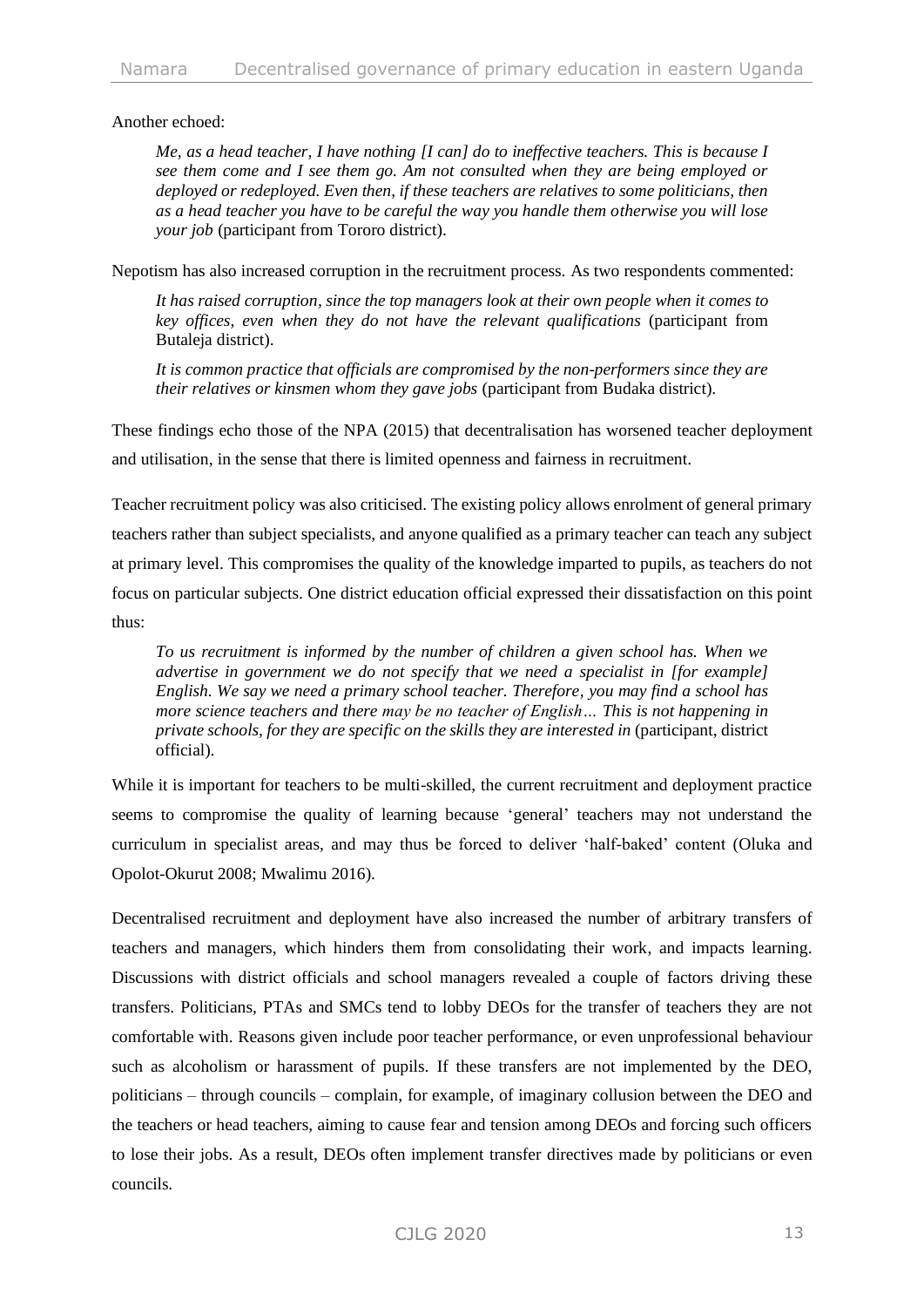Another echoed:

> *Me, as a head teacher, I have nothing [I can] do to ineffective teachers. This is because I see them come and I see them go. Am not consulted when they are being employed or deployed or redeployed. Even then, if these teachers are relatives to some politicians, then as a head teacher you have to be careful the way you handle them otherwise you will lose your job* (participant from Tororo district).

Nepotism has also increased corruption in the recruitment process. As two respondents commented:

> *It has raised corruption, since the top managers look at their own people when it comes to key offices, even when they do not have the relevant qualifications* (participant from Butaleja district).
>
> *It is common practice that officials are compromised by the non-performers since they are their relatives or kinsmen whom they gave jobs* (participant from Budaka district).

These findings echo those of the NPA (2015) that decentralisation has worsened teacher deployment and utilisation, in the sense that there is limited openness and fairness in recruitment.

Teacher recruitment policy was also criticised. The existing policy allows enrolment of general primary teachers rather than subject specialists, and anyone qualified as a primary teacher can teach any subject at primary level. This compromises the quality of the knowledge imparted to pupils, as teachers do not focus on particular subjects. One district education official expressed their dissatisfaction on this point thus:

> *To us recruitment is informed by the number of children a given school has. When we advertise in government we do not specify that we need a specialist in [for example] English. We say we need a primary school teacher. Therefore, you may find a school has more science teachers and there may be no teacher of English… This is not happening in private schools, for they are specific on the skills they are interested in* (participant, district official).

While it is important for teachers to be multi-skilled, the current recruitment and deployment practice seems to compromise the quality of learning because 'general' teachers may not understand the curriculum in specialist areas, and may thus be forced to deliver 'half-baked' content (Oluka and Opolot-Okurut 2008; Mwalimu 2016).

Decentralised recruitment and deployment have also increased the number of arbitrary transfers of teachers and managers, which hinders them from consolidating their work, and impacts learning. Discussions with district officials and school managers revealed a couple of factors driving these transfers. Politicians, PTAs and SMCs tend to lobby DEOs for the transfer of teachers they are not comfortable with. Reasons given include poor teacher performance, or even unprofessional behaviour such as alcoholism or harassment of pupils. If these transfers are not implemented by the DEO, politicians – through councils – complain, for example, of imaginary collusion between the DEO and the teachers or head teachers, aiming to cause fear and tension among DEOs and forcing such officers to lose their jobs. As a result, DEOs often implement transfer directives made by politicians or even councils.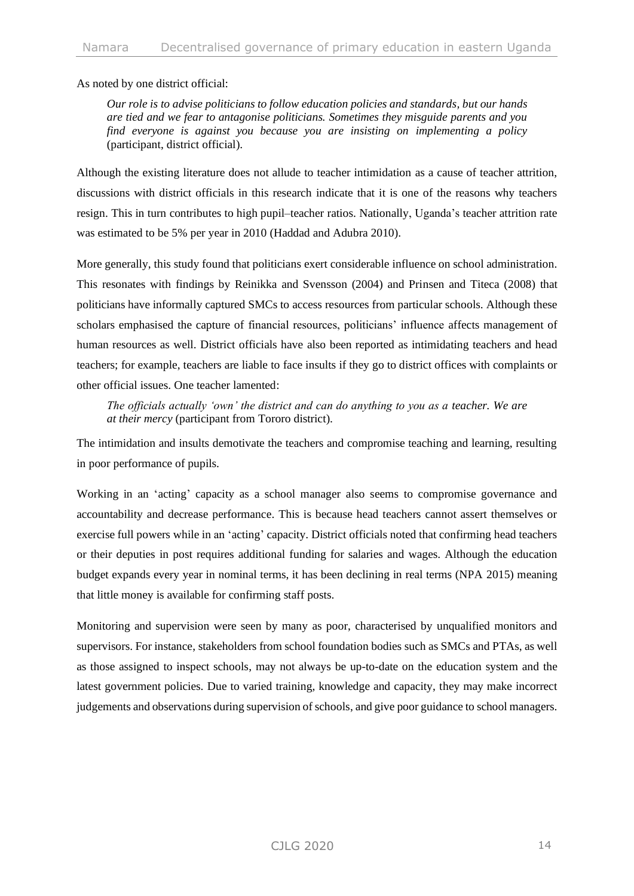As noted by one district official:

> *Our role is to advise politicians to follow education policies and standards, but our hands are tied and we fear to antagonise politicians. Sometimes they misguide parents and you find everyone is against you because you are insisting on implementing a policy* (participant, district official).

Although the existing literature does not allude to teacher intimidation as a cause of teacher attrition, discussions with district officials in this research indicate that it is one of the reasons why teachers resign. This in turn contributes to high pupil–teacher ratios. Nationally, Uganda's teacher attrition rate was estimated to be 5% per year in 2010 (Haddad and Adubra 2010).

More generally, this study found that politicians exert considerable influence on school administration. This resonates with findings by Reinikka and Svensson (2004) and Prinsen and Titeca (2008) that politicians have informally captured SMCs to access resources from particular schools. Although these scholars emphasised the capture of financial resources, politicians' influence affects management of human resources as well. District officials have also been reported as intimidating teachers and head teachers; for example, teachers are liable to face insults if they go to district offices with complaints or other official issues. One teacher lamented:

> *The officials actually 'own' the district and can do anything to you as a teacher. We are at their mercy* (participant from Tororo district).

The intimidation and insults demotivate the teachers and compromise teaching and learning, resulting in poor performance of pupils.

Working in an 'acting' capacity as a school manager also seems to compromise governance and accountability and decrease performance. This is because head teachers cannot assert themselves or exercise full powers while in an 'acting' capacity. District officials noted that confirming head teachers or their deputies in post requires additional funding for salaries and wages. Although the education budget expands every year in nominal terms, it has been declining in real terms (NPA 2015) meaning that little money is available for confirming staff posts.

Monitoring and supervision were seen by many as poor, characterised by unqualified monitors and supervisors. For instance, stakeholders from school foundation bodies such as SMCs and PTAs, as well as those assigned to inspect schools, may not always be up-to-date on the education system and the latest government policies. Due to varied training, knowledge and capacity, they may make incorrect judgements and observations during supervision of schools, and give poor guidance to school managers.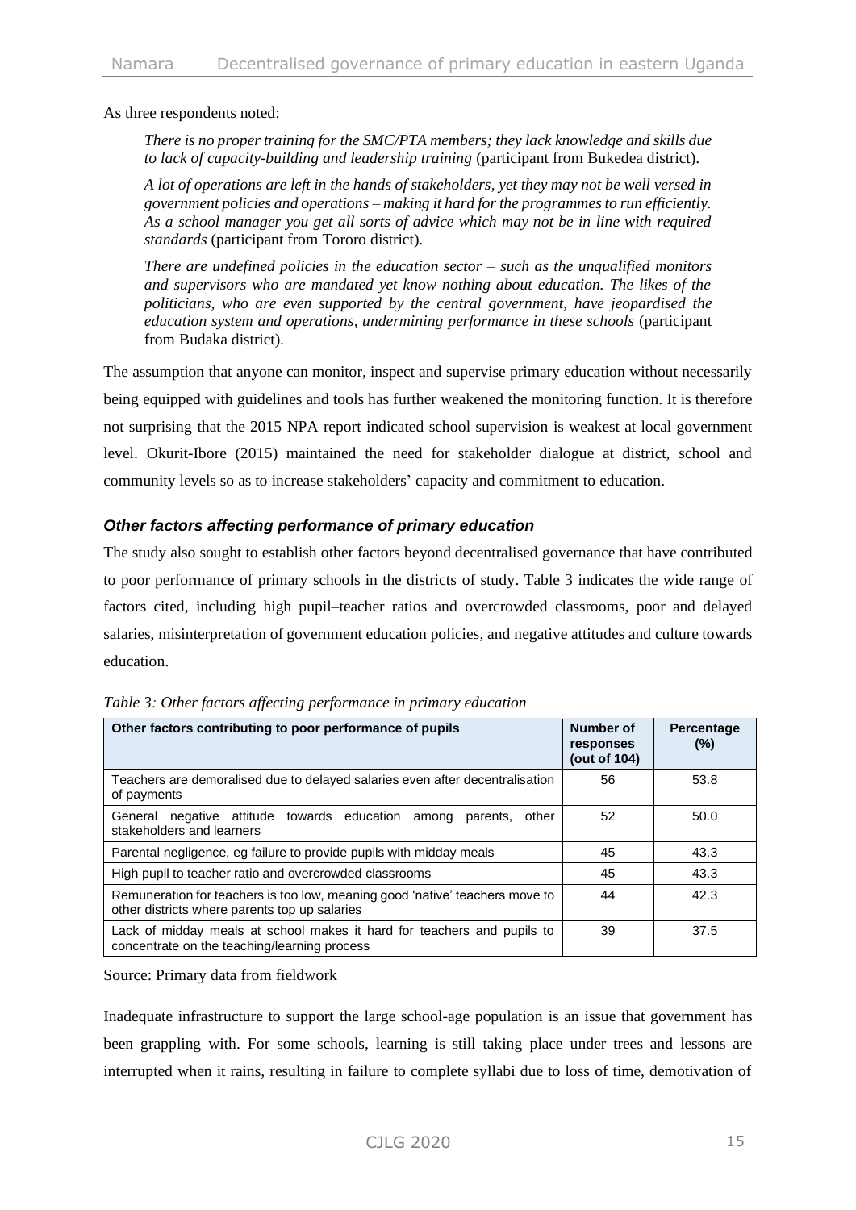As three respondents noted:

> *There is no proper training for the SMC/PTA members; they lack knowledge and skills due to lack of capacity-building and leadership training* (participant from Bukedea district).
>
> *A lot of operations are left in the hands of stakeholders, yet they may not be well versed in government policies and operations – making it hard for the programmes to run efficiently. As a school manager you get all sorts of advice which may not be in line with required standards* (participant from Tororo district).
>
> *There are undefined policies in the education sector – such as the unqualified monitors and supervisors who are mandated yet know nothing about education. The likes of the politicians, who are even supported by the central government, have jeopardised the education system and operations, undermining performance in these schools* (participant from Budaka district).

The assumption that anyone can monitor, inspect and supervise primary education without necessarily being equipped with guidelines and tools has further weakened the monitoring function. It is therefore not surprising that the 2015 NPA report indicated school supervision is weakest at local government level. Okurit-Ibore (2015) maintained the need for stakeholder dialogue at district, school and community levels so as to increase stakeholders' capacity and commitment to education.

### *Other factors affecting performance of primary education*

The study also sought to establish other factors beyond decentralised governance that have contributed to poor performance of primary schools in the districts of study. Table 3 indicates the wide range of factors cited, including high pupil–teacher ratios and overcrowded classrooms, poor and delayed salaries, misinterpretation of government education policies, and negative attitudes and culture towards education.

*Table 3: Other factors affecting performance in primary education*

| Other factors contributing to poor performance of pupils | Number of responses (out of 104) | Percentage (%) |
|---|---|---|
| Teachers are demoralised due to delayed salaries even after decentralisation of payments | 56 | 53.8 |
| General negative attitude towards education among parents, other stakeholders and learners | 52 | 50.0 |
| Parental negligence, eg failure to provide pupils with midday meals | 45 | 43.3 |
| High pupil to teacher ratio and overcrowded classrooms | 45 | 43.3 |
| Remuneration for teachers is too low, meaning good 'native' teachers move to other districts where parents top up salaries | 44 | 42.3 |
| Lack of midday meals at school makes it hard for teachers and pupils to concentrate on the teaching/learning process | 39 | 37.5 |

Source: Primary data from fieldwork

Inadequate infrastructure to support the large school-age population is an issue that government has been grappling with. For some schools, learning is still taking place under trees and lessons are interrupted when it rains, resulting in failure to complete syllabi due to loss of time, demotivation of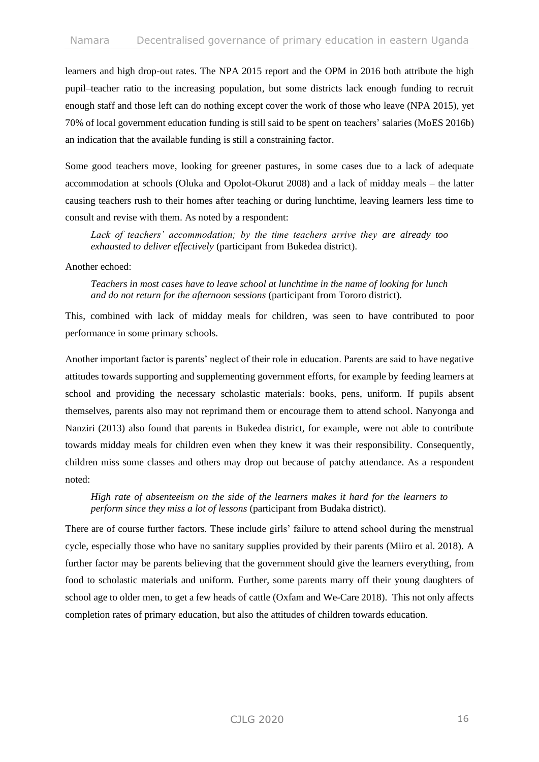learners and high drop-out rates. The NPA 2015 report and the OPM in 2016 both attribute the high pupil–teacher ratio to the increasing population, but some districts lack enough funding to recruit enough staff and those left can do nothing except cover the work of those who leave (NPA 2015), yet 70% of local government education funding is still said to be spent on teachers' salaries (MoES 2016b) an indication that the available funding is still a constraining factor.

Some good teachers move, looking for greener pastures, in some cases due to a lack of adequate accommodation at schools (Oluka and Opolot-Okurut 2008) and a lack of midday meals – the latter causing teachers rush to their homes after teaching or during lunchtime, leaving learners less time to consult and revise with them. As noted by a respondent:

> *Lack of teachers' accommodation; by the time teachers arrive they are already too exhausted to deliver effectively* (participant from Bukedea district).

Another echoed:

> *Teachers in most cases have to leave school at lunchtime in the name of looking for lunch and do not return for the afternoon sessions* (participant from Tororo district).

This, combined with lack of midday meals for children, was seen to have contributed to poor performance in some primary schools.

Another important factor is parents' neglect of their role in education. Parents are said to have negative attitudes towards supporting and supplementing government efforts, for example by feeding learners at school and providing the necessary scholastic materials: books, pens, uniform. If pupils absent themselves, parents also may not reprimand them or encourage them to attend school. Nanyonga and Nanziri (2013) also found that parents in Bukedea district, for example, were not able to contribute towards midday meals for children even when they knew it was their responsibility. Consequently, children miss some classes and others may drop out because of patchy attendance. As a respondent noted:

> *High rate of absenteeism on the side of the learners makes it hard for the learners to perform since they miss a lot of lessons* (participant from Budaka district).

There are of course further factors. These include girls' failure to attend school during the menstrual cycle, especially those who have no sanitary supplies provided by their parents (Miiro et al. 2018). A further factor may be parents believing that the government should give the learners everything, from food to scholastic materials and uniform. Further, some parents marry off their young daughters of school age to older men, to get a few heads of cattle (Oxfam and We-Care 2018). This not only affects completion rates of primary education, but also the attitudes of children towards education.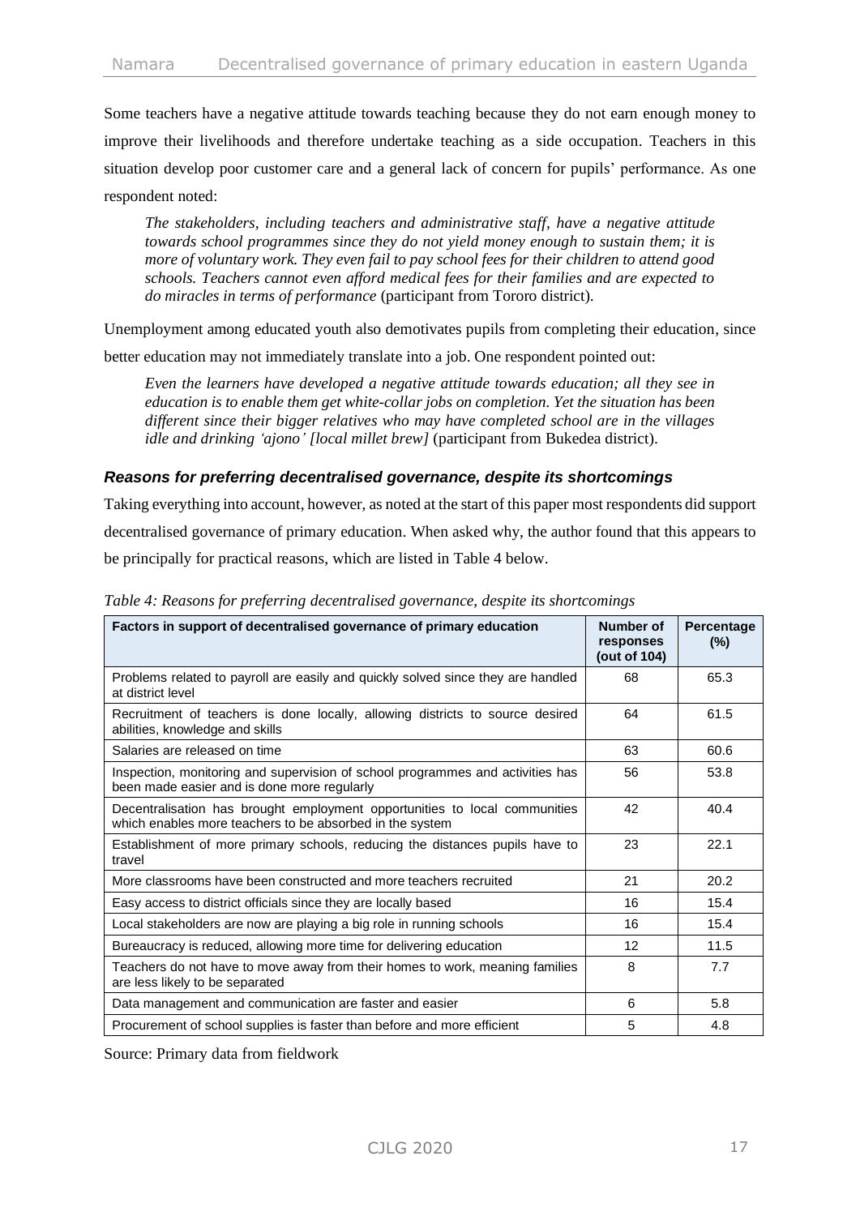Some teachers have a negative attitude towards teaching because they do not earn enough money to improve their livelihoods and therefore undertake teaching as a side occupation. Teachers in this situation develop poor customer care and a general lack of concern for pupils' performance. As one respondent noted:

> *The stakeholders, including teachers and administrative staff, have a negative attitude towards school programmes since they do not yield money enough to sustain them; it is more of voluntary work. They even fail to pay school fees for their children to attend good schools. Teachers cannot even afford medical fees for their families and are expected to do miracles in terms of performance* (participant from Tororo district).

Unemployment among educated youth also demotivates pupils from completing their education, since better education may not immediately translate into a job. One respondent pointed out:

> *Even the learners have developed a negative attitude towards education; all they see in education is to enable them get white-collar jobs on completion. Yet the situation has been different since their bigger relatives who may have completed school are in the villages idle and drinking 'ajono' [local millet brew]* (participant from Bukedea district).

### *Reasons for preferring decentralised governance, despite its shortcomings*

Taking everything into account, however, as noted at the start of this paper most respondents did support decentralised governance of primary education. When asked why, the author found that this appears to be principally for practical reasons, which are listed in Table 4 below.

*Table 4: Reasons for preferring decentralised governance, despite its shortcomings*

| Factors in support of decentralised governance of primary education | Number of responses (out of 104) | Percentage (%) |
|---|---|---|
| Problems related to payroll are easily and quickly solved since they are handled at district level | 68 | 65.3 |
| Recruitment of teachers is done locally, allowing districts to source desired abilities, knowledge and skills | 64 | 61.5 |
| Salaries are released on time | 63 | 60.6 |
| Inspection, monitoring and supervision of school programmes and activities has been made easier and is done more regularly | 56 | 53.8 |
| Decentralisation has brought employment opportunities to local communities which enables more teachers to be absorbed in the system | 42 | 40.4 |
| Establishment of more primary schools, reducing the distances pupils have to travel | 23 | 22.1 |
| More classrooms have been constructed and more teachers recruited | 21 | 20.2 |
| Easy access to district officials since they are locally based | 16 | 15.4 |
| Local stakeholders are now are playing a big role in running schools | 16 | 15.4 |
| Bureaucracy is reduced, allowing more time for delivering education | 12 | 11.5 |
| Teachers do not have to move away from their homes to work, meaning families are less likely to be separated | 8 | 7.7 |
| Data management and communication are faster and easier | 6 | 5.8 |
| Procurement of school supplies is faster than before and more efficient | 5 | 4.8 |

Source: Primary data from fieldwork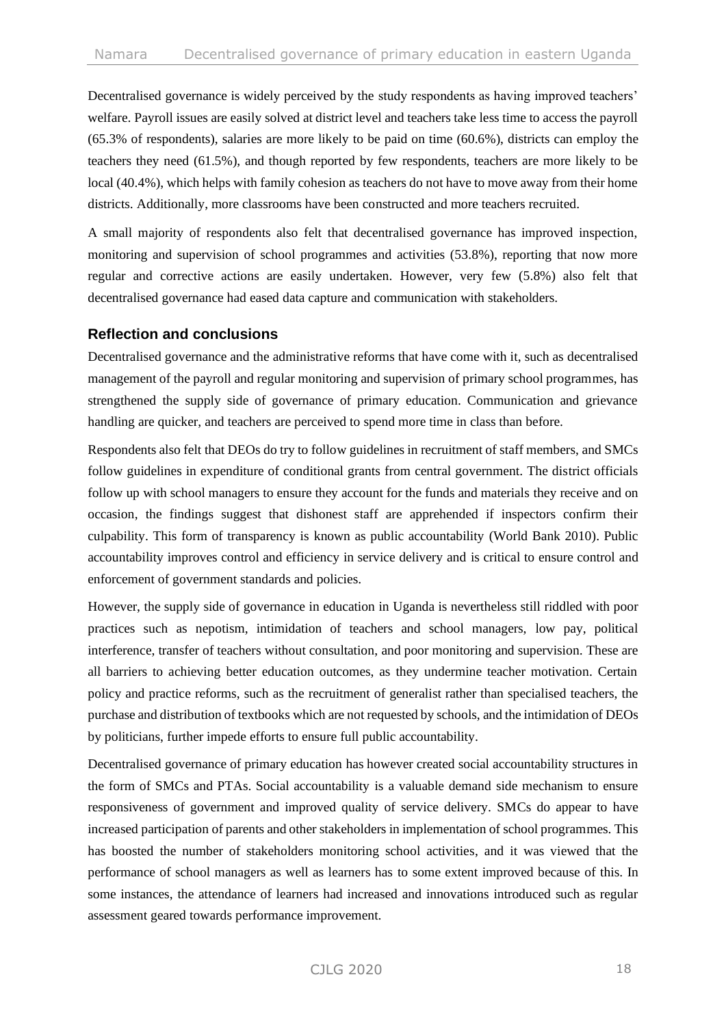Decentralised governance is widely perceived by the study respondents as having improved teachers' welfare. Payroll issues are easily solved at district level and teachers take less time to access the payroll (65.3% of respondents), salaries are more likely to be paid on time (60.6%), districts can employ the teachers they need (61.5%), and though reported by few respondents, teachers are more likely to be local (40.4%), which helps with family cohesion as teachers do not have to move away from their home districts. Additionally, more classrooms have been constructed and more teachers recruited.

A small majority of respondents also felt that decentralised governance has improved inspection, monitoring and supervision of school programmes and activities (53.8%), reporting that now more regular and corrective actions are easily undertaken. However, very few (5.8%) also felt that decentralised governance had eased data capture and communication with stakeholders.

## Reflection and conclusions

Decentralised governance and the administrative reforms that have come with it, such as decentralised management of the payroll and regular monitoring and supervision of primary school programmes, has strengthened the supply side of governance of primary education. Communication and grievance handling are quicker, and teachers are perceived to spend more time in class than before.

Respondents also felt that DEOs do try to follow guidelines in recruitment of staff members, and SMCs follow guidelines in expenditure of conditional grants from central government. The district officials follow up with school managers to ensure they account for the funds and materials they receive and on occasion, the findings suggest that dishonest staff are apprehended if inspectors confirm their culpability. This form of transparency is known as public accountability (World Bank 2010). Public accountability improves control and efficiency in service delivery and is critical to ensure control and enforcement of government standards and policies.

However, the supply side of governance in education in Uganda is nevertheless still riddled with poor practices such as nepotism, intimidation of teachers and school managers, low pay, political interference, transfer of teachers without consultation, and poor monitoring and supervision. These are all barriers to achieving better education outcomes, as they undermine teacher motivation. Certain policy and practice reforms, such as the recruitment of generalist rather than specialised teachers, the purchase and distribution of textbooks which are not requested by schools, and the intimidation of DEOs by politicians, further impede efforts to ensure full public accountability.

Decentralised governance of primary education has however created social accountability structures in the form of SMCs and PTAs. Social accountability is a valuable demand side mechanism to ensure responsiveness of government and improved quality of service delivery. SMCs do appear to have increased participation of parents and other stakeholders in implementation of school programmes. This has boosted the number of stakeholders monitoring school activities, and it was viewed that the performance of school managers as well as learners has to some extent improved because of this. In some instances, the attendance of learners had increased and innovations introduced such as regular assessment geared towards performance improvement.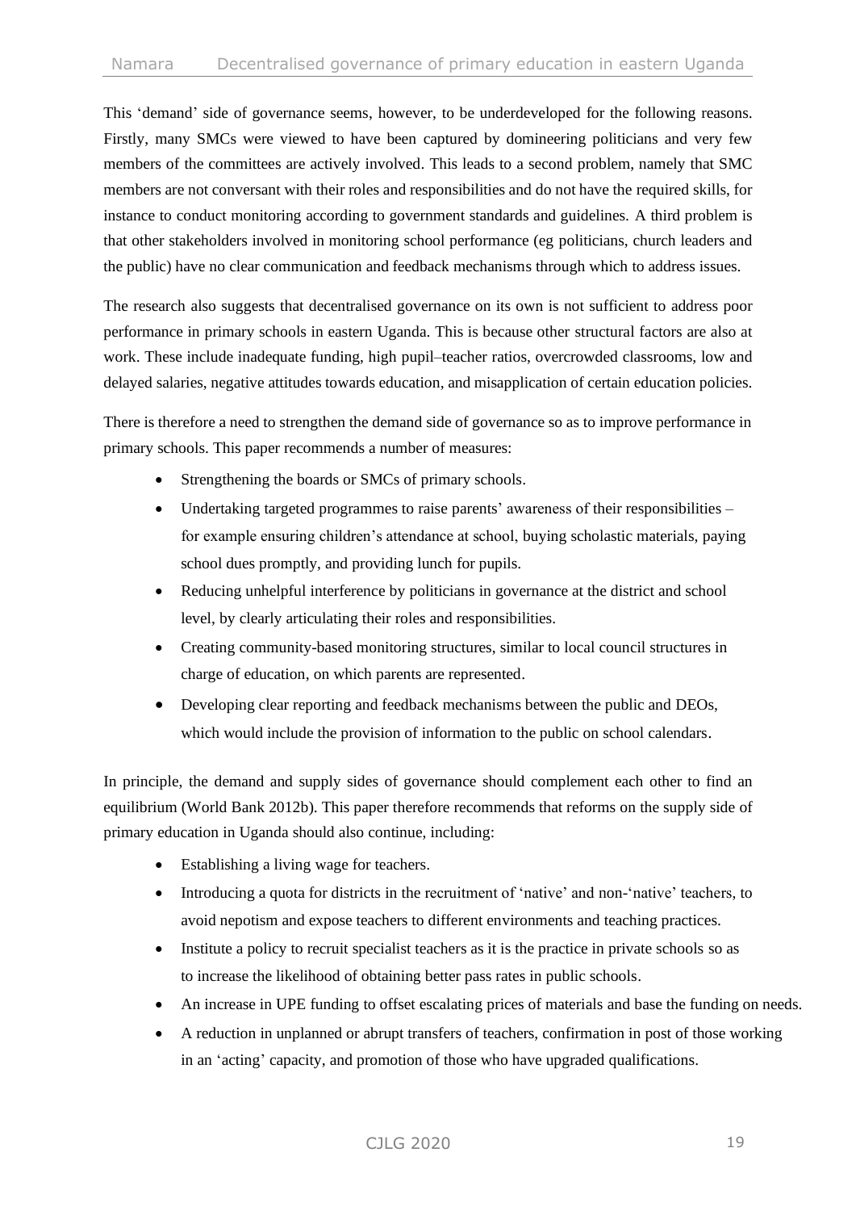This 'demand' side of governance seems, however, to be underdeveloped for the following reasons. Firstly, many SMCs were viewed to have been captured by domineering politicians and very few members of the committees are actively involved. This leads to a second problem, namely that SMC members are not conversant with their roles and responsibilities and do not have the required skills, for instance to conduct monitoring according to government standards and guidelines. A third problem is that other stakeholders involved in monitoring school performance (eg politicians, church leaders and the public) have no clear communication and feedback mechanisms through which to address issues.

The research also suggests that decentralised governance on its own is not sufficient to address poor performance in primary schools in eastern Uganda. This is because other structural factors are also at work. These include inadequate funding, high pupil–teacher ratios, overcrowded classrooms, low and delayed salaries, negative attitudes towards education, and misapplication of certain education policies.

There is therefore a need to strengthen the demand side of governance so as to improve performance in primary schools. This paper recommends a number of measures:

- Strengthening the boards or SMCs of primary schools.
- Undertaking targeted programmes to raise parents' awareness of their responsibilities – for example ensuring children's attendance at school, buying scholastic materials, paying school dues promptly, and providing lunch for pupils.
- Reducing unhelpful interference by politicians in governance at the district and school level, by clearly articulating their roles and responsibilities.
- Creating community-based monitoring structures, similar to local council structures in charge of education, on which parents are represented.
- Developing clear reporting and feedback mechanisms between the public and DEOs, which would include the provision of information to the public on school calendars.

In principle, the demand and supply sides of governance should complement each other to find an equilibrium (World Bank 2012b). This paper therefore recommends that reforms on the supply side of primary education in Uganda should also continue, including:

- Establishing a living wage for teachers.
- Introducing a quota for districts in the recruitment of 'native' and non-'native' teachers, to avoid nepotism and expose teachers to different environments and teaching practices.
- Institute a policy to recruit specialist teachers as it is the practice in private schools so as to increase the likelihood of obtaining better pass rates in public schools.
- An increase in UPE funding to offset escalating prices of materials and base the funding on needs.
- A reduction in unplanned or abrupt transfers of teachers, confirmation in post of those working in an 'acting' capacity, and promotion of those who have upgraded qualifications.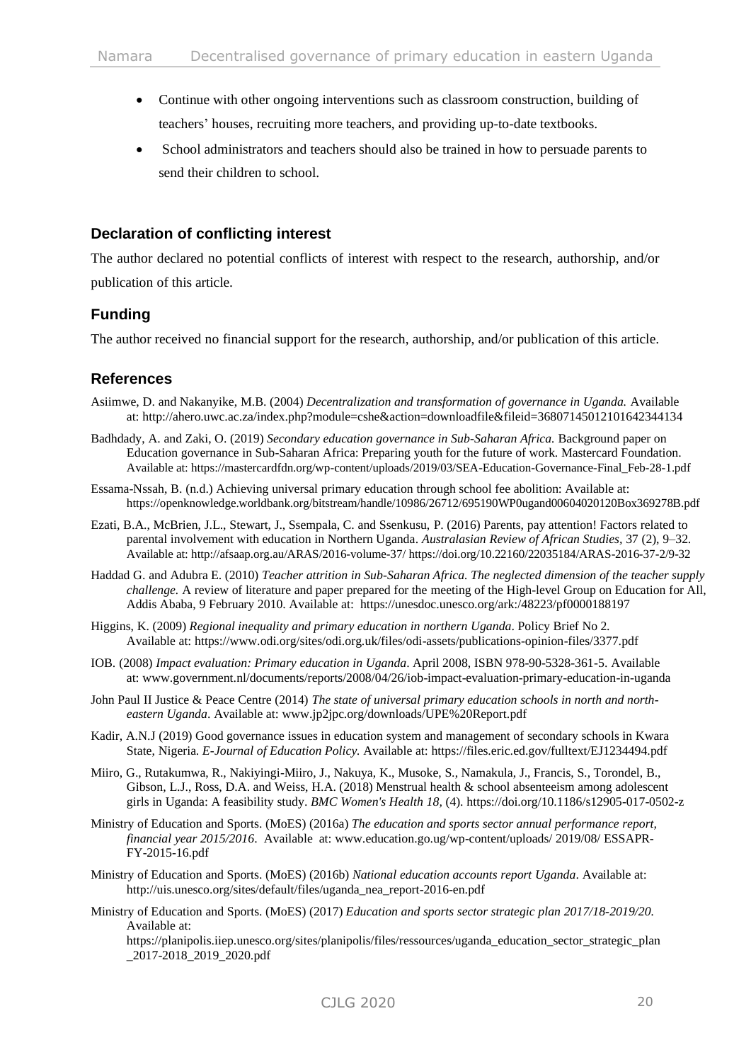- Continue with other ongoing interventions such as classroom construction, building of teachers' houses, recruiting more teachers, and providing up-to-date textbooks.
- School administrators and teachers should also be trained in how to persuade parents to send their children to school.

## Declaration of conflicting interest

The author declared no potential conflicts of interest with respect to the research, authorship, and/or publication of this article.

## Funding

The author received no financial support for the research, authorship, and/or publication of this article.

## References

Asiimwe, D. and Nakanyike, M.B. (2004) *Decentralization and transformation of governance in Uganda.* Available at: http://ahero.uwc.ac.za/index.php?module=cshe&action=downloadfile&fileid=36807145012101642344134

Badhdady, A. and Zaki, O. (2019) *Secondary education governance in Sub-Saharan Africa.* Background paper on Education governance in Sub-Saharan Africa: Preparing youth for the future of work. Mastercard Foundation. Available at: https://mastercardfdn.org/wp-content/uploads/2019/03/SEA-Education-Governance-Final_Feb-28-1.pdf

Essama-Nssah, B. (n.d.) Achieving universal primary education through school fee abolition: Available at: https://openknowledge.worldbank.org/bitstream/handle/10986/26712/695190WP0ugand00604020120Box369278B.pdf

Ezati, B.A., McBrien, J.L., Stewart, J., Ssempala, C. and Ssenkusu, P. (2016) Parents, pay attention! Factors related to parental involvement with education in Northern Uganda. *Australasian Review of African Studies*, 37 (2), 9–32. Available at: http://afsaap.org.au/ARAS/2016-volume-37/ https://doi.org/10.22160/22035184/ARAS-2016-37-2/9-32

Haddad G. and Adubra E. (2010) *Teacher attrition in Sub-Saharan Africa. The neglected dimension of the teacher supply challenge.* A review of literature and paper prepared for the meeting of the High-level Group on Education for All, Addis Ababa, 9 February 2010. Available at: https://unesdoc.unesco.org/ark:/48223/pf0000188197

Higgins, K. (2009) *Regional inequality and primary education in northern Uganda*. Policy Brief No 2. Available at: https://www.odi.org/sites/odi.org.uk/files/odi-assets/publications-opinion-files/3377.pdf

IOB. (2008) *Impact evaluation: Primary education in Uganda*. April 2008, ISBN 978-90-5328-361-5. Available at: www.government.nl/documents/reports/2008/04/26/iob-impact-evaluation-primary-education-in-uganda

John Paul II Justice & Peace Centre (2014) *The state of universal primary education schools in north and north-eastern Uganda*. Available at: www.jp2jpc.org/downloads/UPE%20Report.pdf

Kadir, A.N.J (2019) Good governance issues in education system and management of secondary schools in Kwara State, Nigeria. *E-Journal of Education Policy.* Available at: https://files.eric.ed.gov/fulltext/EJ1234494.pdf

Miiro, G., Rutakumwa, R., Nakiyingi-Miiro, J., Nakuya, K., Musoke, S., Namakula, J., Francis, S., Torondel, B., Gibson, L.J., Ross, D.A. and Weiss, H.A. (2018) Menstrual health & school absenteeism among adolescent girls in Uganda: A feasibility study. *BMC Women's Health 18,* (4). https://doi.org/10.1186/s12905-017-0502-z

Ministry of Education and Sports. (MoES) (2016a) *The education and sports sector annual performance report, financial year 2015/2016*. Available at: www.education.go.ug/wp-content/uploads/ 2019/08/ ESSAPR-FY-2015-16.pdf

Ministry of Education and Sports. (MoES) (2016b) *National education accounts report Uganda*. Available at: http://uis.unesco.org/sites/default/files/uganda_nea_report-2016-en.pdf

Ministry of Education and Sports. (MoES) (2017) *Education and sports sector strategic plan 2017/18-2019/20.* Available at: https://planipolis.iiep.unesco.org/sites/planipolis/files/ressources/uganda_education_sector_strategic_plan_2017-2018_2019_2020.pdf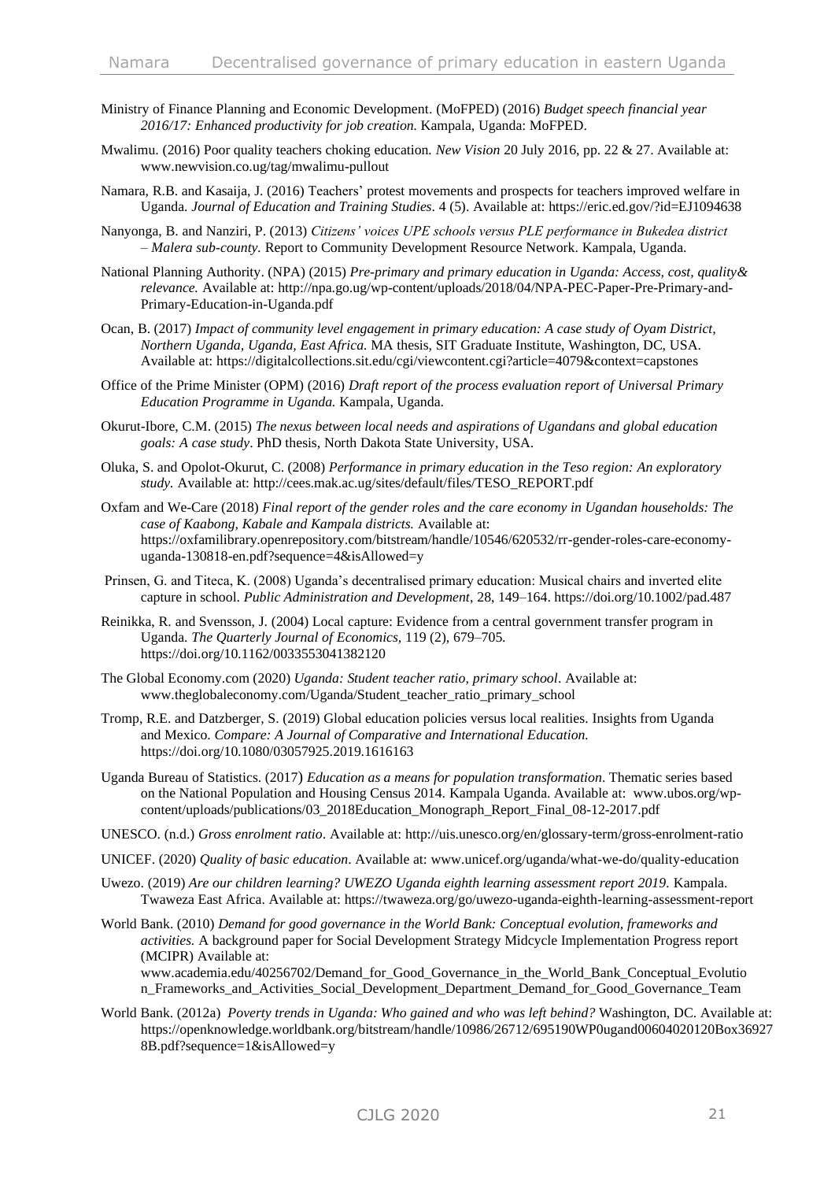Ministry of Finance Planning and Economic Development. (MoFPED) (2016) *Budget speech financial year 2016/17: Enhanced productivity for job creation.* Kampala, Uganda: MoFPED.

Mwalimu. (2016) Poor quality teachers choking education. *New Vision* 20 July 2016, pp. 22 & 27. Available at: www.newvision.co.ug/tag/mwalimu-pullout

Namara, R.B. and Kasaija, J. (2016) Teachers' protest movements and prospects for teachers improved welfare in Uganda. *Journal of Education and Training Studies*. 4 (5). Available at: https://eric.ed.gov/?id=EJ1094638

Nanyonga, B. and Nanziri, P. (2013) *Citizens' voices UPE schools versus PLE performance in Bukedea district – Malera sub-county.* Report to Community Development Resource Network. Kampala, Uganda.

National Planning Authority. (NPA) (2015) *Pre-primary and primary education in Uganda: Access, cost, quality& relevance.* Available at: http://npa.go.ug/wp-content/uploads/2018/04/NPA-PEC-Paper-Pre-Primary-and-Primary-Education-in-Uganda.pdf

Ocan, B. (2017) *Impact of community level engagement in primary education: A case study of Oyam District, Northern Uganda, Uganda, East Africa.* MA thesis, SIT Graduate Institute, Washington, DC, USA. Available at: https://digitalcollections.sit.edu/cgi/viewcontent.cgi?article=4079&context=capstones

Office of the Prime Minister (OPM) (2016) *Draft report of the process evaluation report of Universal Primary Education Programme in Uganda.* Kampala, Uganda.

Okurut-Ibore, C.M. (2015) *The nexus between local needs and aspirations of Ugandans and global education goals: A case study*. PhD thesis, North Dakota State University, USA.

Oluka, S. and Opolot-Okurut, C. (2008) *Performance in primary education in the Teso region: An exploratory study.* Available at: http://cees.mak.ac.ug/sites/default/files/TESO_REPORT.pdf

Oxfam and We-Care (2018) *Final report of the gender roles and the care economy in Ugandan households: The case of Kaabong, Kabale and Kampala districts.* Available at: https://oxfamilibrary.openrepository.com/bitstream/handle/10546/620532/rr-gender-roles-care-economy-uganda-130818-en.pdf?sequence=4&isAllowed=y

Prinsen, G. and Titeca, K. (2008) Uganda's decentralised primary education: Musical chairs and inverted elite capture in school. *Public Administration and Development*, 28, 149–164. https://doi.org/10.1002/pad.487

Reinikka, R. and Svensson, J. (2004) Local capture: Evidence from a central government transfer program in Uganda. *The Quarterly Journal of Economics,* 119 (2), 679–705. https://doi.org/10.1162/0033553041382120

The Global Economy.com (2020) *Uganda: Student teacher ratio, primary school*. Available at: www.theglobaleconomy.com/Uganda/Student_teacher_ratio_primary_school

Tromp, R.E. and Datzberger, S. (2019) Global education policies versus local realities. Insights from Uganda and Mexico. *Compare: A Journal of Comparative and International Education.* https://doi.org/10.1080/03057925.2019.1616163

Uganda Bureau of Statistics. (2017) *Education as a means for population transformation*. Thematic series based on the National Population and Housing Census 2014. Kampala Uganda. Available at: www.ubos.org/wp-content/uploads/publications/03_2018Education_Monograph_Report_Final_08-12-2017.pdf

UNESCO. (n.d.) *Gross enrolment ratio*. Available at: http://uis.unesco.org/en/glossary-term/gross-enrolment-ratio

UNICEF. (2020) *Quality of basic education*. Available at: www.unicef.org/uganda/what-we-do/quality-education

Uwezo. (2019) *Are our children learning? UWEZO Uganda eighth learning assessment report 2019.* Kampala. Twaweza East Africa. Available at: https://twaweza.org/go/uwezo-uganda-eighth-learning-assessment-report

World Bank. (2010) *Demand for good governance in the World Bank: Conceptual evolution, frameworks and activities.* A background paper for Social Development Strategy Midcycle Implementation Progress report (MCIPR) Available at: www.academia.edu/40256702/Demand_for_Good_Governance_in_the_World_Bank_Conceptual_Evolution_Frameworks_and_Activities_Social_Development_Department_Demand_for_Good_Governance_Team

World Bank. (2012a) *Poverty trends in Uganda: Who gained and who was left behind?* Washington, DC. Available at: https://openknowledge.worldbank.org/bitstream/handle/10986/26712/695190WP0ugand00604020120Box369278B.pdf?sequence=1&isAllowed=y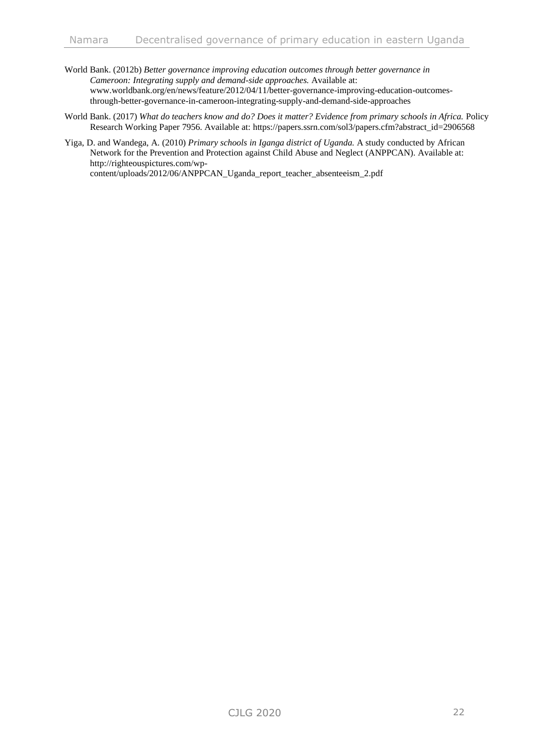World Bank. (2012b) *Better governance improving education outcomes through better governance in Cameroon: Integrating supply and demand-side approaches.* Available at: www.worldbank.org/en/news/feature/2012/04/11/better-governance-improving-education-outcomes-through-better-governance-in-cameroon-integrating-supply-and-demand-side-approaches

World Bank. (2017) *What do teachers know and do? Does it matter? Evidence from primary schools in Africa.* Policy Research Working Paper 7956. Available at: https://papers.ssrn.com/sol3/papers.cfm?abstract_id=2906568

Yiga, D. and Wandega, A. (2010) *Primary schools in Iganga district of Uganda.* A study conducted by African Network for the Prevention and Protection against Child Abuse and Neglect (ANPPCAN). Available at: http://righteouspictures.com/wp-content/uploads/2012/06/ANPPCAN_Uganda_report_teacher_absenteeism_2.pdf